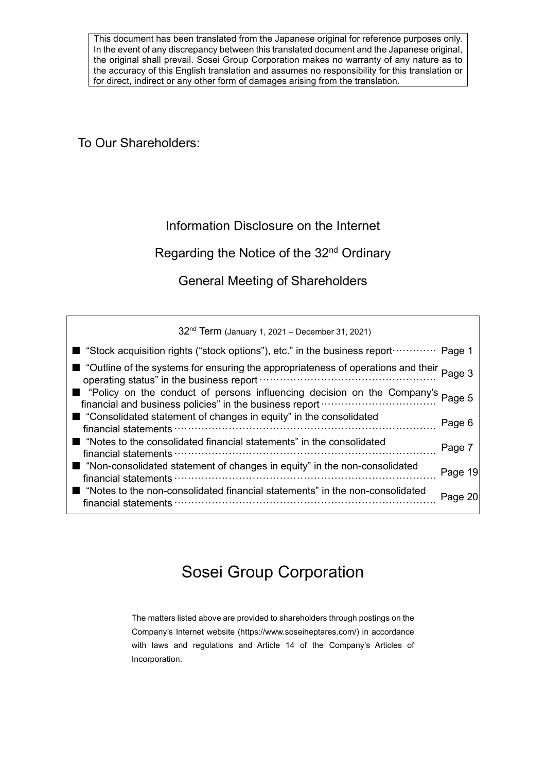This document has been translated from the Japanese original for reference purposes only. In the event of any discrepancy between this translated document and the Japanese original, the original shall prevail. Sosei Group Corporation makes no warranty of any nature as to the accuracy of this English translation and assumes no responsibility for this translation or for direct, indirect or any other form of damages arising from the translation.

To Our Shareholders:

# Information Disclosure on the Internet Regarding the Notice of the 32nd Ordinary General Meeting of Shareholders

32nd Term (January 1, 2021 – December 31, 2021)

| | |
|---|---|
| ■ "Stock acquisition rights ("stock options"), etc." in the business report ············ | Page 1 |
| ■ "Outline of the systems for ensuring the appropriateness of operations and their operating status" in the business report ················································ | Page 3 |
| ■ "Policy on the conduct of persons influencing decision on the Company's financial and business policies" in the business report ································ | Page 5 |
| ■ "Consolidated statement of changes in equity" in the consolidated financial statements ··························································································· | Page 6 |
| ■ "Notes to the consolidated financial statements" in the consolidated financial statements ··························································································· | Page 7 |
| ■ "Non-consolidated statement of changes in equity" in the non-consolidated financial statements ··························································································· | Page 19 |
| ■ "Notes to the non-consolidated financial statements" in the non-consolidated financial statements ··························································································· | Page 20 |

# Sosei Group Corporation

The matters listed above are provided to shareholders through postings on the Company's Internet website (https://www.soseiheptares.com/) in accordance with laws and regulations and Article 14 of the Company's Articles of Incorporation.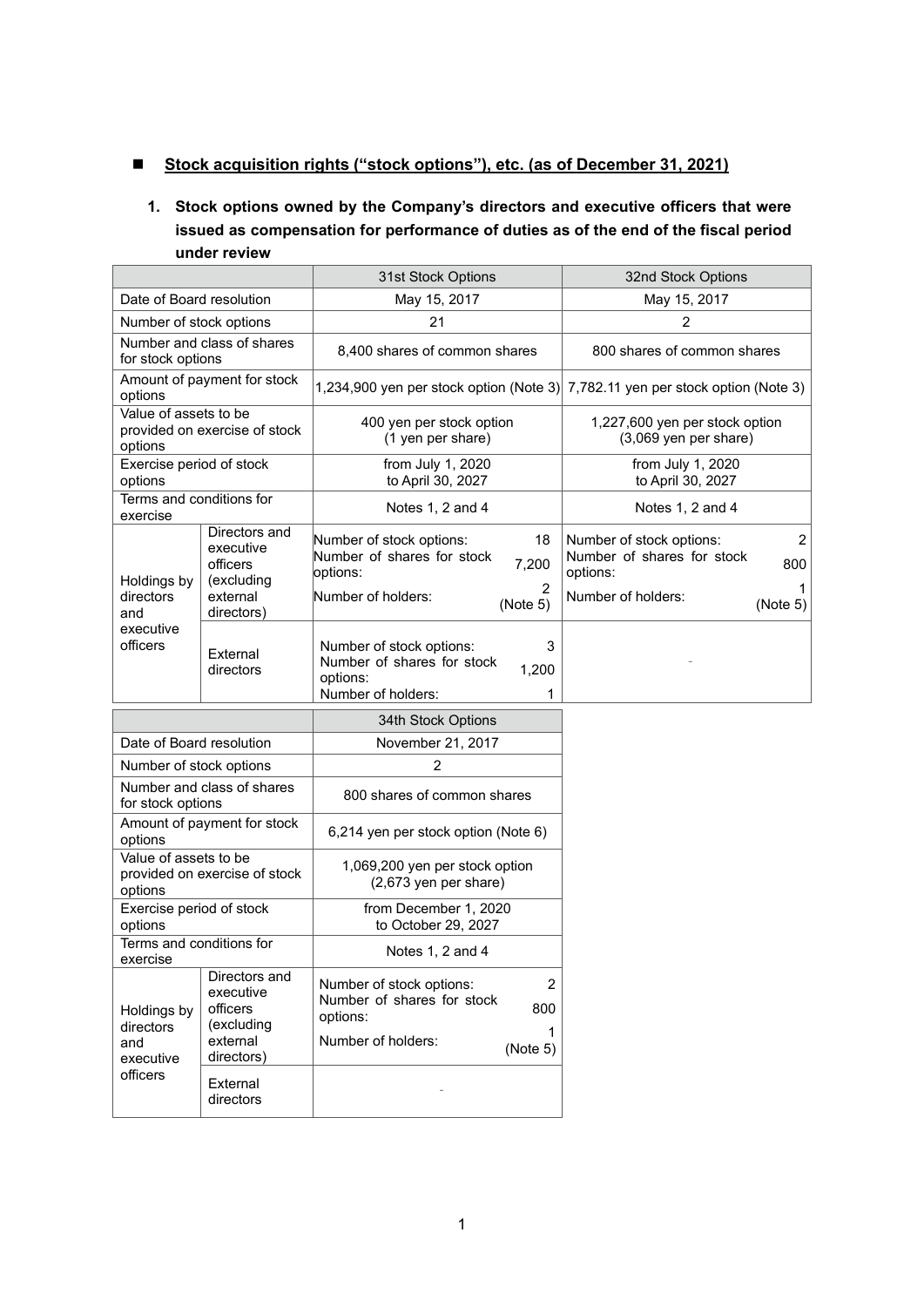## ■ Stock acquisition rights ("stock options"), etc. (as of December 31, 2021)

### 1. Stock options owned by the Company's directors and executive officers that were issued as compensation for performance of duties as of the end of the fiscal period under review

| | | 31st Stock Options | 32nd Stock Options |
|---|---|---|---|
| Date of Board resolution | | May 15, 2017 | May 15, 2017 |
| Number of stock options | | 21 | 2 |
| Number and class of shares for stock options | | 8,400 shares of common shares | 800 shares of common shares |
| Amount of payment for stock options | | 1,234,900 yen per stock option (Note 3) | 7,782.11 yen per stock option (Note 3) |
| Value of assets to be provided on exercise of stock options | | 400 yen per stock option (1 yen per share) | 1,227,600 yen per stock option (3,069 yen per share) |
| Exercise period of stock options | | from July 1, 2020 to April 30, 2027 | from July 1, 2020 to April 30, 2027 |
| Terms and conditions for exercise | | Notes 1, 2 and 4 | Notes 1, 2 and 4 |
| Holdings by directors and executive officers | Directors and executive officers (excluding external directors) | Number of stock options: 18<br>Number of shares for stock options: 7,200<br>Number of holders: 2 (Note 5) | Number of stock options: 2<br>Number of shares for stock options: 800<br>Number of holders: 1 (Note 5) |
| | External directors | Number of stock options: 3<br>Number of shares for stock options: 1,200<br>Number of holders: 1 | - |

| | | 34th Stock Options |
|---|---|---|
| Date of Board resolution | | November 21, 2017 |
| Number of stock options | | 2 |
| Number and class of shares for stock options | | 800 shares of common shares |
| Amount of payment for stock options | | 6,214 yen per stock option (Note 6) |
| Value of assets to be provided on exercise of stock options | | 1,069,200 yen per stock option (2,673 yen per share) |
| Exercise period of stock options | | from December 1, 2020 to October 29, 2027 |
| Terms and conditions for exercise | | Notes 1, 2 and 4 |
| Holdings by directors and executive officers | Directors and executive officers (excluding external directors) | Number of stock options: 2<br>Number of shares for stock options: 800<br>Number of holders: 1 (Note 5) |
| | External directors | - |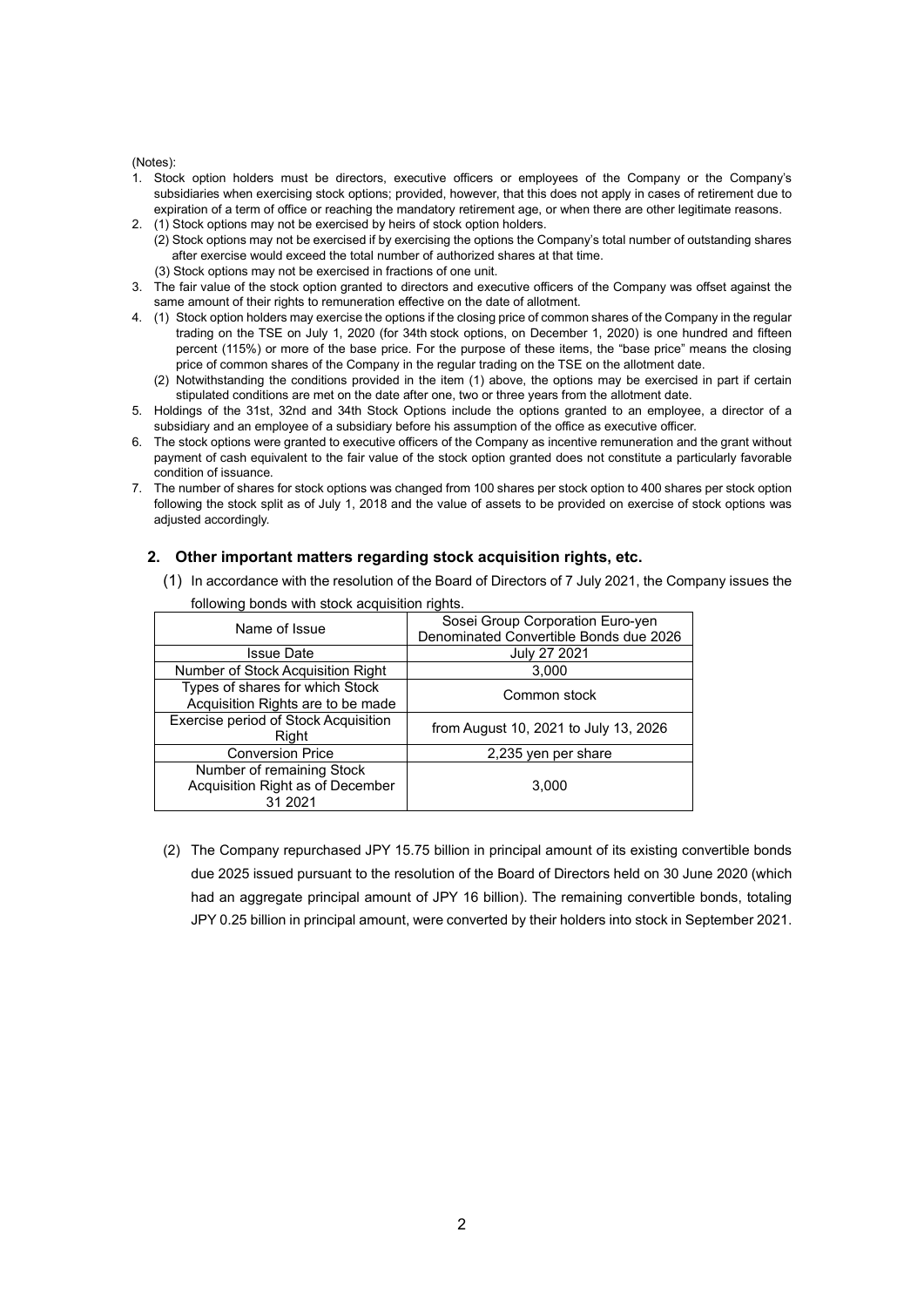(Notes):

1. Stock option holders must be directors, executive officers or employees of the Company or the Company's subsidiaries when exercising stock options; provided, however, that this does not apply in cases of retirement due to expiration of a term of office or reaching the mandatory retirement age, or when there are other legitimate reasons.
2. (1) Stock options may not be exercised by heirs of stock option holders.
   (2) Stock options may not be exercised if by exercising the options the Company's total number of outstanding shares after exercise would exceed the total number of authorized shares at that time.
   (3) Stock options may not be exercised in fractions of one unit.
3. The fair value of the stock option granted to directors and executive officers of the Company was offset against the same amount of their rights to remuneration effective on the date of allotment.
4. (1) Stock option holders may exercise the options if the closing price of common shares of the Company in the regular trading on the TSE on July 1, 2020 (for 34th stock options, on December 1, 2020) is one hundred and fifteen percent (115%) or more of the base price. For the purpose of these items, the "base price" means the closing price of common shares of the Company in the regular trading on the TSE on the allotment date.
   (2) Notwithstanding the conditions provided in the item (1) above, the options may be exercised in part if certain stipulated conditions are met on the date after one, two or three years from the allotment date.
5. Holdings of the 31st, 32nd and 34th Stock Options include the options granted to an employee, a director of a subsidiary and an employee of a subsidiary before his assumption of the office as executive officer.
6. The stock options were granted to executive officers of the Company as incentive remuneration and the grant without payment of cash equivalent to the fair value of the stock option granted does not constitute a particularly favorable condition of issuance.
7. The number of shares for stock options was changed from 100 shares per stock option to 400 shares per stock option following the stock split as of July 1, 2018 and the value of assets to be provided on exercise of stock options was adjusted accordingly.

## 2. Other important matters regarding stock acquisition rights, etc.

(1) In accordance with the resolution of the Board of Directors of 7 July 2021, the Company issues the following bonds with stock acquisition rights.

| Name of Issue | Sosei Group Corporation Euro-yen Denominated Convertible Bonds due 2026 |
|---|---|
| Issue Date | July 27 2021 |
| Number of Stock Acquisition Right | 3,000 |
| Types of shares for which Stock Acquisition Rights are to be made | Common stock |
| Exercise period of Stock Acquisition Right | from August 10, 2021 to July 13, 2026 |
| Conversion Price | 2,235 yen per share |
| Number of remaining Stock Acquisition Right as of December 31 2021 | 3,000 |

(2) The Company repurchased JPY 15.75 billion in principal amount of its existing convertible bonds due 2025 issued pursuant to the resolution of the Board of Directors held on 30 June 2020 (which had an aggregate principal amount of JPY 16 billion). The remaining convertible bonds, totaling JPY 0.25 billion in principal amount, were converted by their holders into stock in September 2021.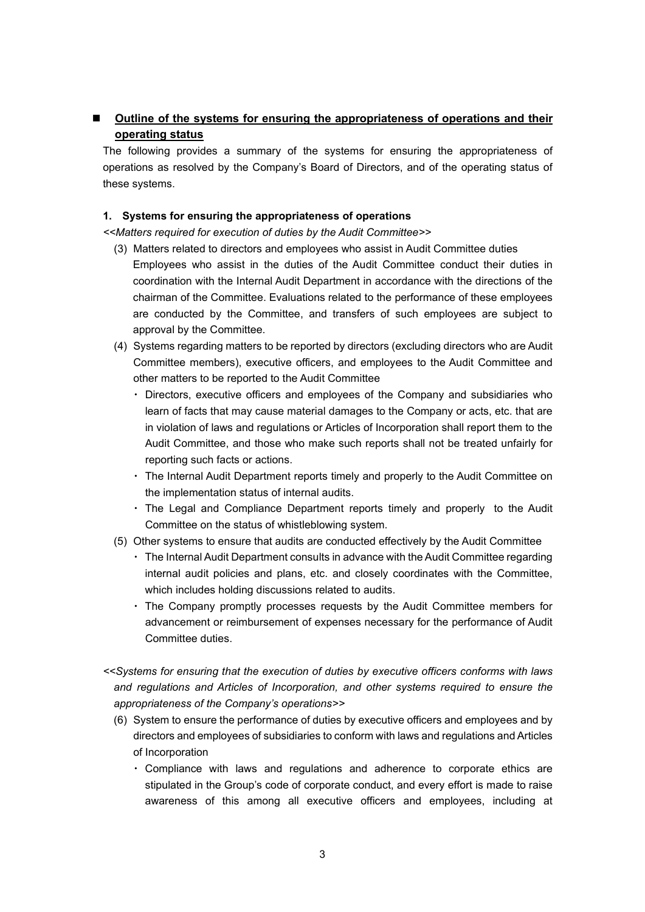## ■ Outline of the systems for ensuring the appropriateness of operations and their operating status

The following provides a summary of the systems for ensuring the appropriateness of operations as resolved by the Company's Board of Directors, and of the operating status of these systems.

### 1. Systems for ensuring the appropriateness of operations

*<<Matters required for execution of duties by the Audit Committee>>*

(3) Matters related to directors and employees who assist in Audit Committee duties

Employees who assist in the duties of the Audit Committee conduct their duties in coordination with the Internal Audit Department in accordance with the directions of the chairman of the Committee. Evaluations related to the performance of these employees are conducted by the Committee, and transfers of such employees are subject to approval by the Committee.

(4) Systems regarding matters to be reported by directors (excluding directors who are Audit Committee members), executive officers, and employees to the Audit Committee and other matters to be reported to the Audit Committee

- Directors, executive officers and employees of the Company and subsidiaries who learn of facts that may cause material damages to the Company or acts, etc. that are in violation of laws and regulations or Articles of Incorporation shall report them to the Audit Committee, and those who make such reports shall not be treated unfairly for reporting such facts or actions.
- The Internal Audit Department reports timely and properly to the Audit Committee on the implementation status of internal audits.
- The Legal and Compliance Department reports timely and properly to the Audit Committee on the status of whistleblowing system.

(5) Other systems to ensure that audits are conducted effectively by the Audit Committee

- The Internal Audit Department consults in advance with the Audit Committee regarding internal audit policies and plans, etc. and closely coordinates with the Committee, which includes holding discussions related to audits.
- The Company promptly processes requests by the Audit Committee members for advancement or reimbursement of expenses necessary for the performance of Audit Committee duties.

*<<Systems for ensuring that the execution of duties by executive officers conforms with laws and regulations and Articles of Incorporation, and other systems required to ensure the appropriateness of the Company's operations>>*

(6) System to ensure the performance of duties by executive officers and employees and by directors and employees of subsidiaries to conform with laws and regulations and Articles of Incorporation

- Compliance with laws and regulations and adherence to corporate ethics are stipulated in the Group's code of corporate conduct, and every effort is made to raise awareness of this among all executive officers and employees, including at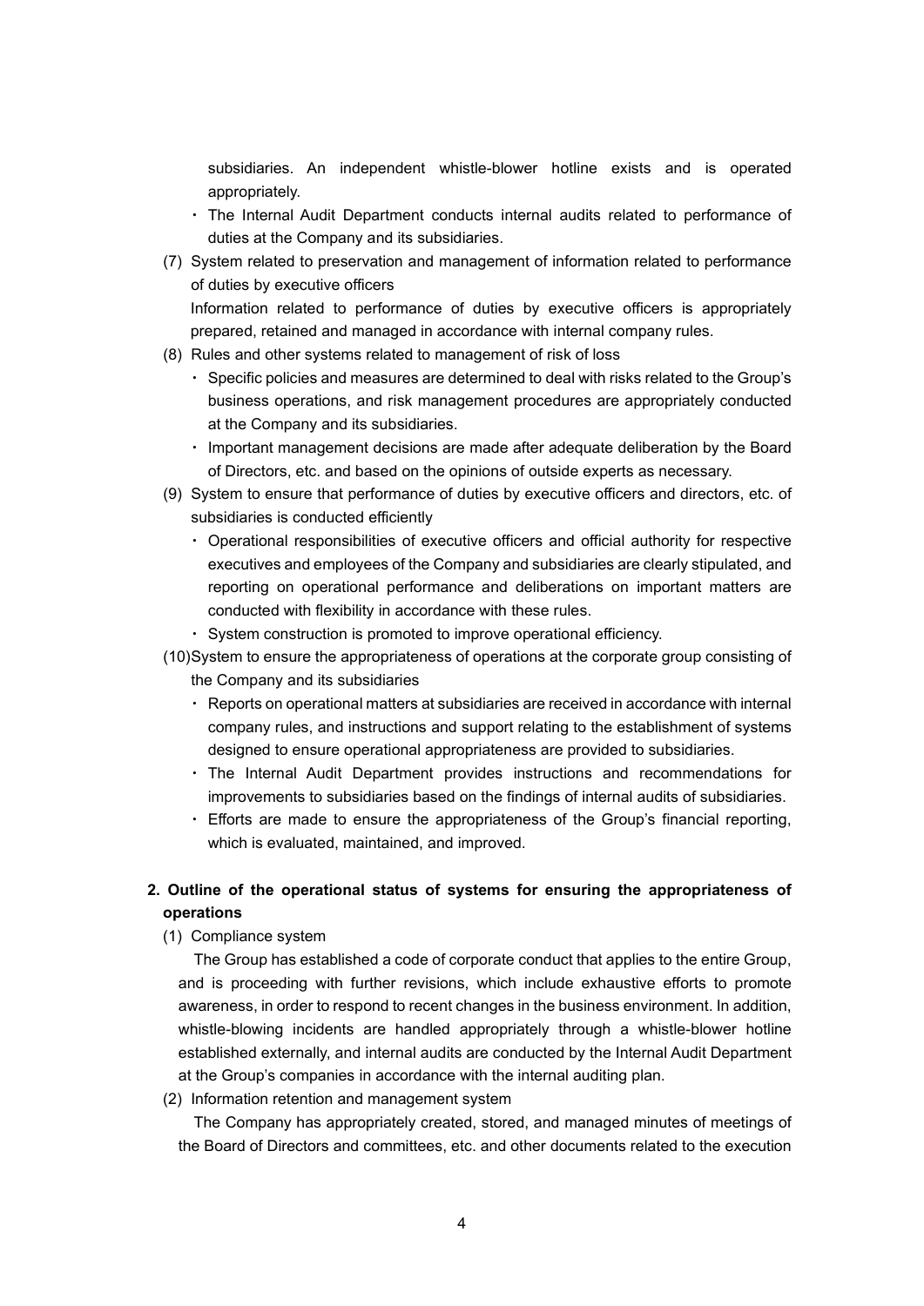subsidiaries. An independent whistle-blower hotline exists and is operated appropriately.

- The Internal Audit Department conducts internal audits related to performance of duties at the Company and its subsidiaries.

(7) System related to preservation and management of information related to performance of duties by executive officers

Information related to performance of duties by executive officers is appropriately prepared, retained and managed in accordance with internal company rules.

(8) Rules and other systems related to management of risk of loss

- Specific policies and measures are determined to deal with risks related to the Group's business operations, and risk management procedures are appropriately conducted at the Company and its subsidiaries.
- Important management decisions are made after adequate deliberation by the Board of Directors, etc. and based on the opinions of outside experts as necessary.

(9) System to ensure that performance of duties by executive officers and directors, etc. of subsidiaries is conducted efficiently

- Operational responsibilities of executive officers and official authority for respective executives and employees of the Company and subsidiaries are clearly stipulated, and reporting on operational performance and deliberations on important matters are conducted with flexibility in accordance with these rules.
- System construction is promoted to improve operational efficiency.

(10) System to ensure the appropriateness of operations at the corporate group consisting of the Company and its subsidiaries

- Reports on operational matters at subsidiaries are received in accordance with internal company rules, and instructions and support relating to the establishment of systems designed to ensure operational appropriateness are provided to subsidiaries.
- The Internal Audit Department provides instructions and recommendations for improvements to subsidiaries based on the findings of internal audits of subsidiaries.
- Efforts are made to ensure the appropriateness of the Group's financial reporting, which is evaluated, maintained, and improved.

## 2. Outline of the operational status of systems for ensuring the appropriateness of operations

(1) Compliance system

The Group has established a code of corporate conduct that applies to the entire Group, and is proceeding with further revisions, which include exhaustive efforts to promote awareness, in order to respond to recent changes in the business environment. In addition, whistle-blowing incidents are handled appropriately through a whistle-blower hotline established externally, and internal audits are conducted by the Internal Audit Department at the Group's companies in accordance with the internal auditing plan.

(2) Information retention and management system

The Company has appropriately created, stored, and managed minutes of meetings of the Board of Directors and committees, etc. and other documents related to the execution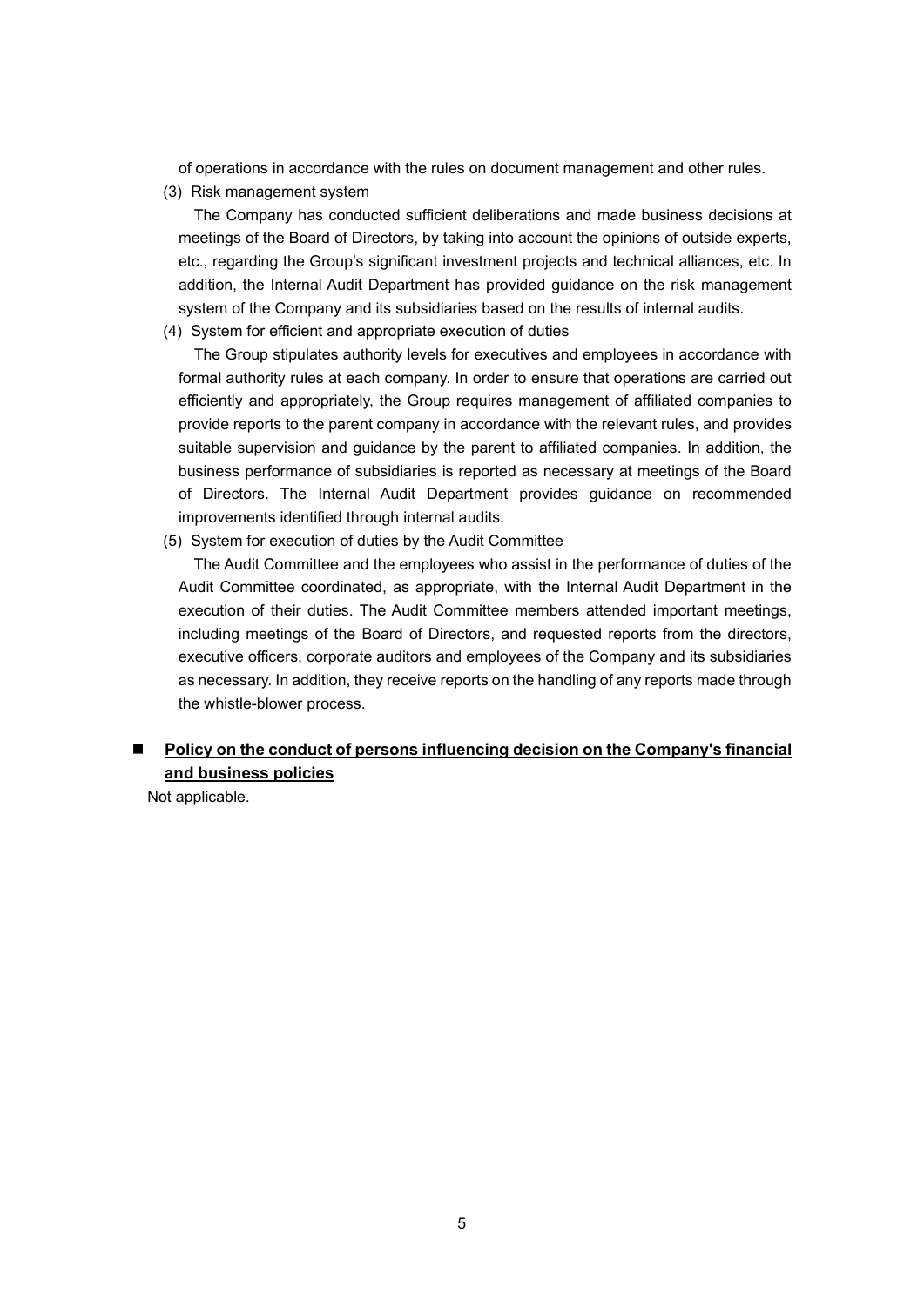of operations in accordance with the rules on document management and other rules.

(3) Risk management system

The Company has conducted sufficient deliberations and made business decisions at meetings of the Board of Directors, by taking into account the opinions of outside experts, etc., regarding the Group's significant investment projects and technical alliances, etc. In addition, the Internal Audit Department has provided guidance on the risk management system of the Company and its subsidiaries based on the results of internal audits.

(4) System for efficient and appropriate execution of duties

The Group stipulates authority levels for executives and employees in accordance with formal authority rules at each company. In order to ensure that operations are carried out efficiently and appropriately, the Group requires management of affiliated companies to provide reports to the parent company in accordance with the relevant rules, and provides suitable supervision and guidance by the parent to affiliated companies. In addition, the business performance of subsidiaries is reported as necessary at meetings of the Board of Directors. The Internal Audit Department provides guidance on recommended improvements identified through internal audits.

(5) System for execution of duties by the Audit Committee

The Audit Committee and the employees who assist in the performance of duties of the Audit Committee coordinated, as appropriate, with the Internal Audit Department in the execution of their duties. The Audit Committee members attended important meetings, including meetings of the Board of Directors, and requested reports from the directors, executive officers, corporate auditors and employees of the Company and its subsidiaries as necessary. In addition, they receive reports on the handling of any reports made through the whistle-blower process.

## ■ **Policy on the conduct of persons influencing decision on the Company's financial and business policies**

Not applicable.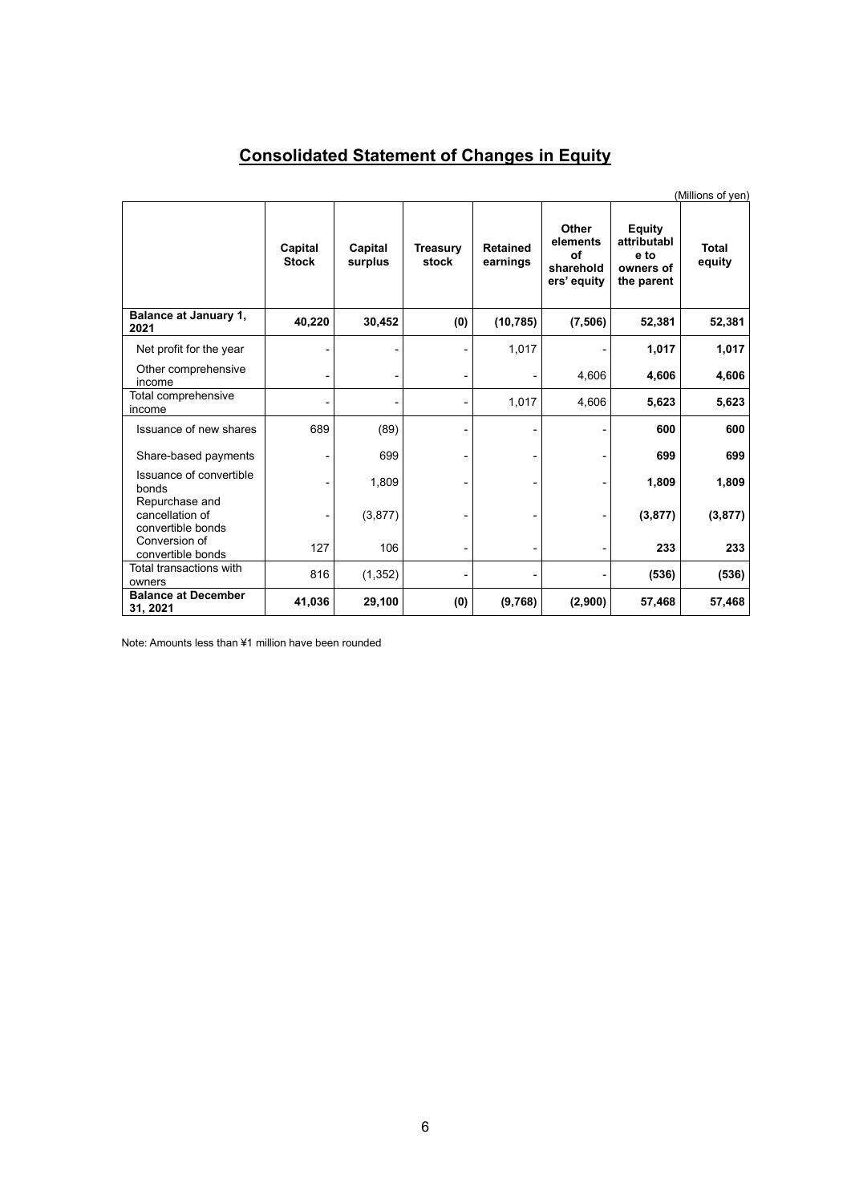# Consolidated Statement of Changes in Equity

(Millions of yen)

| | Capital Stock | Capital surplus | Treasury stock | Retained earnings | Other elements of shareholders' equity | Equity attributable to owners of the parent | Total equity |
|---|---|---|---|---|---|---|---|
| **Balance at January 1, 2021** | **40,220** | **30,452** | **(0)** | **(10,785)** | **(7,506)** | **52,381** | **52,381** |
| Net profit for the year | - | - | - | 1,017 | - | **1,017** | **1,017** |
| Other comprehensive income | - | - | - | - | 4,606 | **4,606** | **4,606** |
| Total comprehensive income | - | - | - | 1,017 | 4,606 | **5,623** | **5,623** |
| Issuance of new shares | 689 | (89) | - | - | - | **600** | **600** |
| Share-based payments | - | 699 | - | - | - | **699** | **699** |
| Issuance of convertible bonds | - | 1,809 | - | - | - | **1,809** | **1,809** |
| Repurchase and cancellation of convertible bonds | - | (3,877) | - | - | - | **(3,877)** | **(3,877)** |
| Conversion of convertible bonds | 127 | 106 | - | - | - | **233** | **233** |
| Total transactions with owners | 816 | (1,352) | - | - | - | **(536)** | **(536)** |
| **Balance at December 31, 2021** | **41,036** | **29,100** | **(0)** | **(9,768)** | **(2,900)** | **57,468** | **57,468** |

Note: Amounts less than ¥1 million have been rounded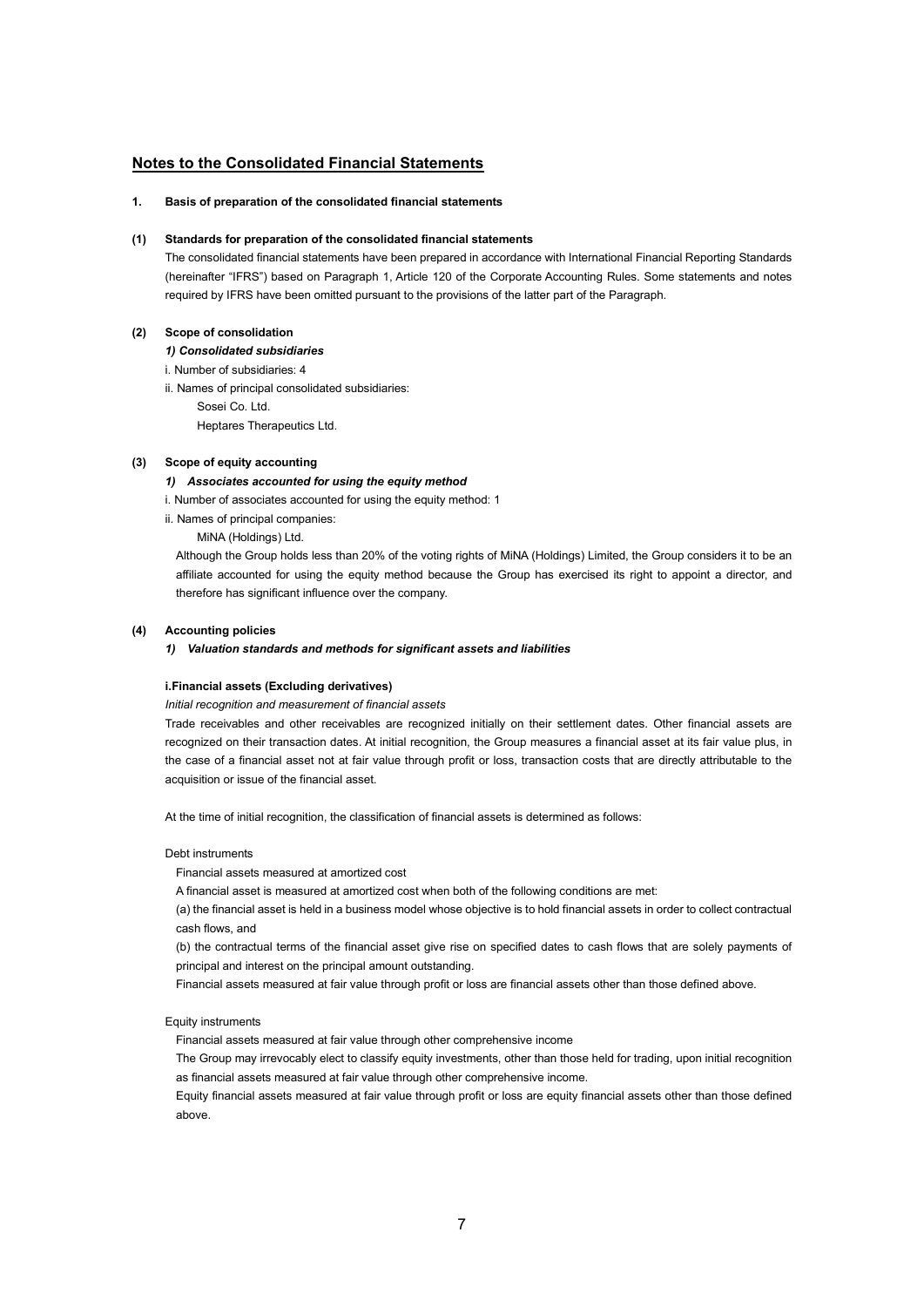## Notes to the Consolidated Financial Statements

### 1. Basis of preparation of the consolidated financial statements

#### (1) Standards for preparation of the consolidated financial statements

The consolidated financial statements have been prepared in accordance with International Financial Reporting Standards (hereinafter "IFRS") based on Paragraph 1, Article 120 of the Corporate Accounting Rules. Some statements and notes required by IFRS have been omitted pursuant to the provisions of the latter part of the Paragraph.

#### (2) Scope of consolidation

***1) Consolidated subsidiaries***

i. Number of subsidiaries: 4

ii. Names of principal consolidated subsidiaries:

Sosei Co. Ltd.

Heptares Therapeutics Ltd.

#### (3) Scope of equity accounting

***1) Associates accounted for using the equity method***

i. Number of associates accounted for using the equity method: 1

ii. Names of principal companies:

MiNA (Holdings) Ltd.

Although the Group holds less than 20% of the voting rights of MiNA (Holdings) Limited, the Group considers it to be an affiliate accounted for using the equity method because the Group has exercised its right to appoint a director, and therefore has significant influence over the company.

#### (4) Accounting policies

***1) Valuation standards and methods for significant assets and liabilities***

**i.Financial assets (Excluding derivatives)**

*Initial recognition and measurement of financial assets*

Trade receivables and other receivables are recognized initially on their settlement dates. Other financial assets are recognized on their transaction dates. At initial recognition, the Group measures a financial asset at its fair value plus, in the case of a financial asset not at fair value through profit or loss, transaction costs that are directly attributable to the acquisition or issue of the financial asset.

At the time of initial recognition, the classification of financial assets is determined as follows:

Debt instruments

Financial assets measured at amortized cost

A financial asset is measured at amortized cost when both of the following conditions are met:

(a) the financial asset is held in a business model whose objective is to hold financial assets in order to collect contractual cash flows, and

(b) the contractual terms of the financial asset give rise on specified dates to cash flows that are solely payments of principal and interest on the principal amount outstanding.

Financial assets measured at fair value through profit or loss are financial assets other than those defined above.

Equity instruments

Financial assets measured at fair value through other comprehensive income

The Group may irrevocably elect to classify equity investments, other than those held for trading, upon initial recognition as financial assets measured at fair value through other comprehensive income.

Equity financial assets measured at fair value through profit or loss are equity financial assets other than those defined above.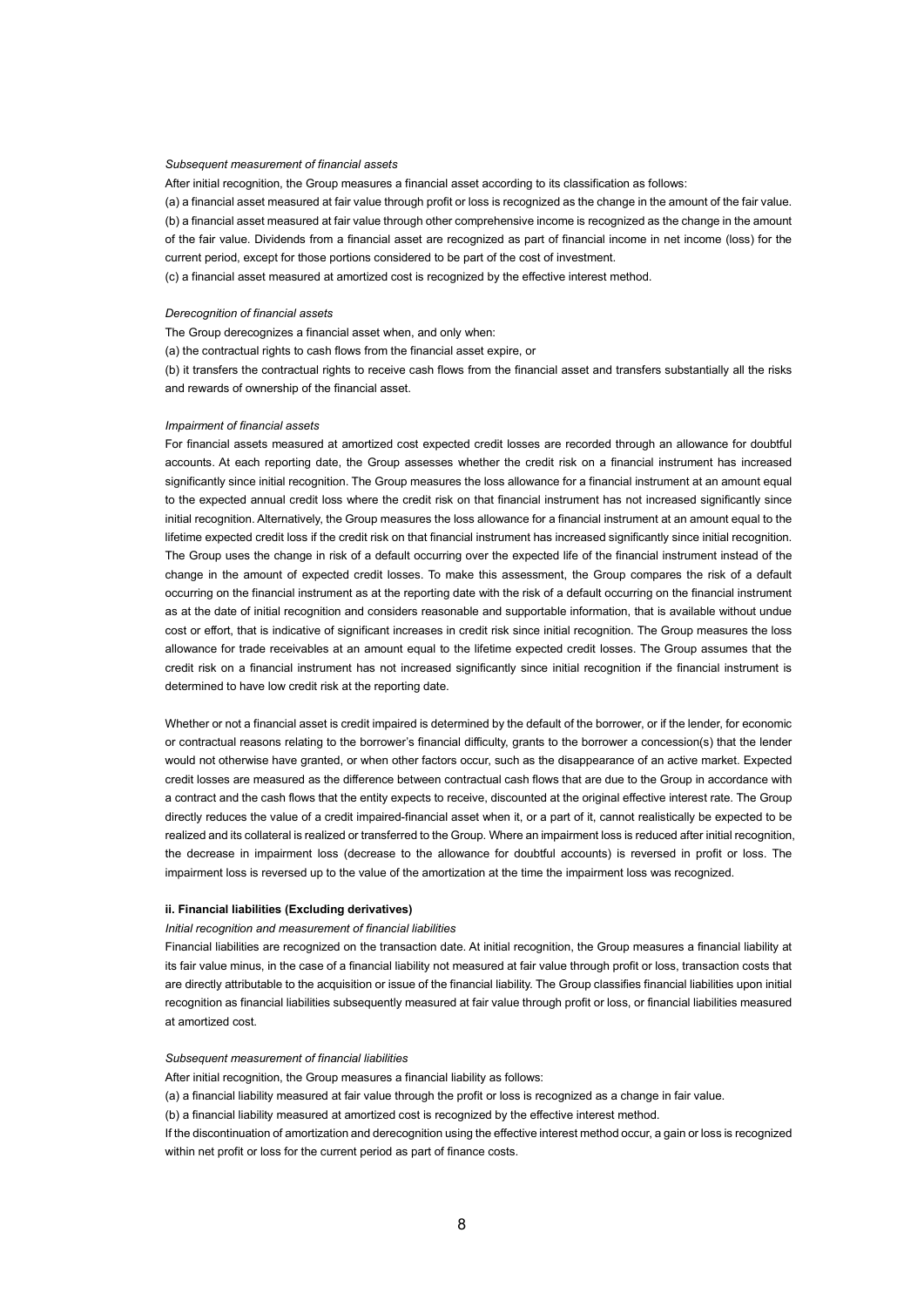*Subsequent measurement of financial assets*

After initial recognition, the Group measures a financial asset according to its classification as follows:

(a) a financial asset measured at fair value through profit or loss is recognized as the change in the amount of the fair value.

(b) a financial asset measured at fair value through other comprehensive income is recognized as the change in the amount of the fair value. Dividends from a financial asset are recognized as part of financial income in net income (loss) for the current period, except for those portions considered to be part of the cost of investment.

(c) a financial asset measured at amortized cost is recognized by the effective interest method.

*Derecognition of financial assets*

The Group derecognizes a financial asset when, and only when:

(a) the contractual rights to cash flows from the financial asset expire, or

(b) it transfers the contractual rights to receive cash flows from the financial asset and transfers substantially all the risks and rewards of ownership of the financial asset.

*Impairment of financial assets*

For financial assets measured at amortized cost expected credit losses are recorded through an allowance for doubtful accounts. At each reporting date, the Group assesses whether the credit risk on a financial instrument has increased significantly since initial recognition. The Group measures the loss allowance for a financial instrument at an amount equal to the expected annual credit loss where the credit risk on that financial instrument has not increased significantly since initial recognition. Alternatively, the Group measures the loss allowance for a financial instrument at an amount equal to the lifetime expected credit loss if the credit risk on that financial instrument has increased significantly since initial recognition. The Group uses the change in risk of a default occurring over the expected life of the financial instrument instead of the change in the amount of expected credit losses. To make this assessment, the Group compares the risk of a default occurring on the financial instrument as at the reporting date with the risk of a default occurring on the financial instrument as at the date of initial recognition and considers reasonable and supportable information, that is available without undue cost or effort, that is indicative of significant increases in credit risk since initial recognition. The Group measures the loss allowance for trade receivables at an amount equal to the lifetime expected credit losses. The Group assumes that the credit risk on a financial instrument has not increased significantly since initial recognition if the financial instrument is determined to have low credit risk at the reporting date.

Whether or not a financial asset is credit impaired is determined by the default of the borrower, or if the lender, for economic or contractual reasons relating to the borrower's financial difficulty, grants to the borrower a concession(s) that the lender would not otherwise have granted, or when other factors occur, such as the disappearance of an active market. Expected credit losses are measured as the difference between contractual cash flows that are due to the Group in accordance with a contract and the cash flows that the entity expects to receive, discounted at the original effective interest rate. The Group directly reduces the value of a credit impaired-financial asset when it, or a part of it, cannot realistically be expected to be realized and its collateral is realized or transferred to the Group. Where an impairment loss is reduced after initial recognition, the decrease in impairment loss (decrease to the allowance for doubtful accounts) is reversed in profit or loss. The impairment loss is reversed up to the value of the amortization at the time the impairment loss was recognized.

**ii. Financial liabilities (Excluding derivatives)**

*Initial recognition and measurement of financial liabilities*

Financial liabilities are recognized on the transaction date. At initial recognition, the Group measures a financial liability at its fair value minus, in the case of a financial liability not measured at fair value through profit or loss, transaction costs that are directly attributable to the acquisition or issue of the financial liability. The Group classifies financial liabilities upon initial recognition as financial liabilities subsequently measured at fair value through profit or loss, or financial liabilities measured at amortized cost.

*Subsequent measurement of financial liabilities*

After initial recognition, the Group measures a financial liability as follows:

(a) a financial liability measured at fair value through the profit or loss is recognized as a change in fair value.

(b) a financial liability measured at amortized cost is recognized by the effective interest method.

If the discontinuation of amortization and derecognition using the effective interest method occur, a gain or loss is recognized within net profit or loss for the current period as part of finance costs.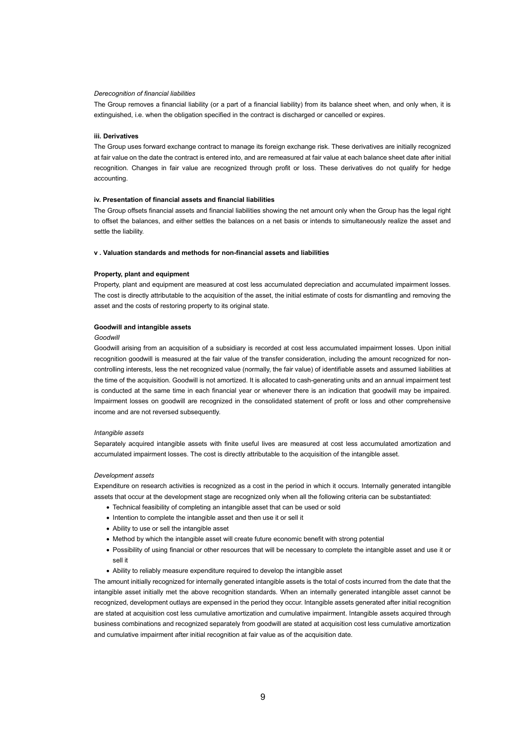*Derecognition of financial liabilities*

The Group removes a financial liability (or a part of a financial liability) from its balance sheet when, and only when, it is extinguished, i.e. when the obligation specified in the contract is discharged or cancelled or expires.

**iii. Derivatives**

The Group uses forward exchange contract to manage its foreign exchange risk. These derivatives are initially recognized at fair value on the date the contract is entered into, and are remeasured at fair value at each balance sheet date after initial recognition. Changes in fair value are recognized through profit or loss. These derivatives do not qualify for hedge accounting.

**iv. Presentation of financial assets and financial liabilities**

The Group offsets financial assets and financial liabilities showing the net amount only when the Group has the legal right to offset the balances, and either settles the balances on a net basis or intends to simultaneously realize the asset and settle the liability.

**v . Valuation standards and methods for non-financial assets and liabilities**

**Property, plant and equipment**

Property, plant and equipment are measured at cost less accumulated depreciation and accumulated impairment losses. The cost is directly attributable to the acquisition of the asset, the initial estimate of costs for dismantling and removing the asset and the costs of restoring property to its original state.

**Goodwill and intangible assets**

*Goodwill*

Goodwill arising from an acquisition of a subsidiary is recorded at cost less accumulated impairment losses. Upon initial recognition goodwill is measured at the fair value of the transfer consideration, including the amount recognized for non-controlling interests, less the net recognized value (normally, the fair value) of identifiable assets and assumed liabilities at the time of the acquisition. Goodwill is not amortized. It is allocated to cash-generating units and an annual impairment test is conducted at the same time in each financial year or whenever there is an indication that goodwill may be impaired. Impairment losses on goodwill are recognized in the consolidated statement of profit or loss and other comprehensive income and are not reversed subsequently.

*Intangible assets*

Separately acquired intangible assets with finite useful lives are measured at cost less accumulated amortization and accumulated impairment losses. The cost is directly attributable to the acquisition of the intangible asset.

*Development assets*

Expenditure on research activities is recognized as a cost in the period in which it occurs. Internally generated intangible assets that occur at the development stage are recognized only when all the following criteria can be substantiated:

- Technical feasibility of completing an intangible asset that can be used or sold
- Intention to complete the intangible asset and then use it or sell it
- Ability to use or sell the intangible asset
- Method by which the intangible asset will create future economic benefit with strong potential
- Possibility of using financial or other resources that will be necessary to complete the intangible asset and use it or sell it
- Ability to reliably measure expenditure required to develop the intangible asset

The amount initially recognized for internally generated intangible assets is the total of costs incurred from the date that the intangible asset initially met the above recognition standards. When an internally generated intangible asset cannot be recognized, development outlays are expensed in the period they occur. Intangible assets generated after initial recognition are stated at acquisition cost less cumulative amortization and cumulative impairment. Intangible assets acquired through business combinations and recognized separately from goodwill are stated at acquisition cost less cumulative amortization and cumulative impairment after initial recognition at fair value as of the acquisition date.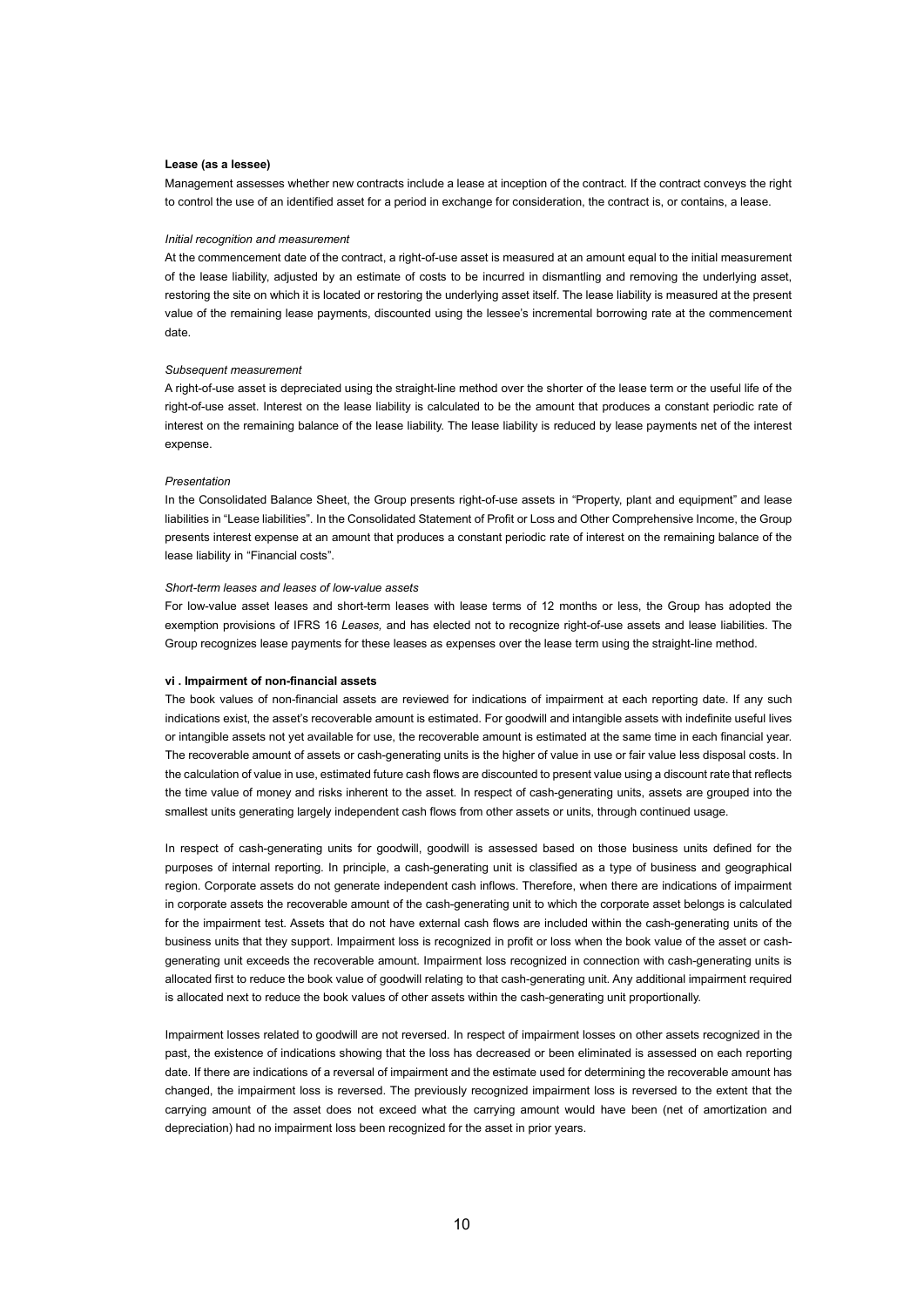**Lease (as a lessee)**

Management assesses whether new contracts include a lease at inception of the contract. If the contract conveys the right to control the use of an identified asset for a period in exchange for consideration, the contract is, or contains, a lease.

*Initial recognition and measurement*

At the commencement date of the contract, a right-of-use asset is measured at an amount equal to the initial measurement of the lease liability, adjusted by an estimate of costs to be incurred in dismantling and removing the underlying asset, restoring the site on which it is located or restoring the underlying asset itself. The lease liability is measured at the present value of the remaining lease payments, discounted using the lessee's incremental borrowing rate at the commencement date.

*Subsequent measurement*

A right-of-use asset is depreciated using the straight-line method over the shorter of the lease term or the useful life of the right-of-use asset. Interest on the lease liability is calculated to be the amount that produces a constant periodic rate of interest on the remaining balance of the lease liability. The lease liability is reduced by lease payments net of the interest expense.

*Presentation*

In the Consolidated Balance Sheet, the Group presents right-of-use assets in "Property, plant and equipment" and lease liabilities in "Lease liabilities". In the Consolidated Statement of Profit or Loss and Other Comprehensive Income, the Group presents interest expense at an amount that produces a constant periodic rate of interest on the remaining balance of the lease liability in "Financial costs".

*Short-term leases and leases of low-value assets*

For low-value asset leases and short-term leases with lease terms of 12 months or less, the Group has adopted the exemption provisions of IFRS 16 *Leases,* and has elected not to recognize right-of-use assets and lease liabilities. The Group recognizes lease payments for these leases as expenses over the lease term using the straight-line method.

**vi . Impairment of non-financial assets**

The book values of non-financial assets are reviewed for indications of impairment at each reporting date. If any such indications exist, the asset's recoverable amount is estimated. For goodwill and intangible assets with indefinite useful lives or intangible assets not yet available for use, the recoverable amount is estimated at the same time in each financial year. The recoverable amount of assets or cash-generating units is the higher of value in use or fair value less disposal costs. In the calculation of value in use, estimated future cash flows are discounted to present value using a discount rate that reflects the time value of money and risks inherent to the asset. In respect of cash-generating units, assets are grouped into the smallest units generating largely independent cash flows from other assets or units, through continued usage.

In respect of cash-generating units for goodwill, goodwill is assessed based on those business units defined for the purposes of internal reporting. In principle, a cash-generating unit is classified as a type of business and geographical region. Corporate assets do not generate independent cash inflows. Therefore, when there are indications of impairment in corporate assets the recoverable amount of the cash-generating unit to which the corporate asset belongs is calculated for the impairment test. Assets that do not have external cash flows are included within the cash-generating units of the business units that they support. Impairment loss is recognized in profit or loss when the book value of the asset or cash-generating unit exceeds the recoverable amount. Impairment loss recognized in connection with cash-generating units is allocated first to reduce the book value of goodwill relating to that cash-generating unit. Any additional impairment required is allocated next to reduce the book values of other assets within the cash-generating unit proportionally.

Impairment losses related to goodwill are not reversed. In respect of impairment losses on other assets recognized in the past, the existence of indications showing that the loss has decreased or been eliminated is assessed on each reporting date. If there are indications of a reversal of impairment and the estimate used for determining the recoverable amount has changed, the impairment loss is reversed. The previously recognized impairment loss is reversed to the extent that the carrying amount of the asset does not exceed what the carrying amount would have been (net of amortization and depreciation) had no impairment loss been recognized for the asset in prior years.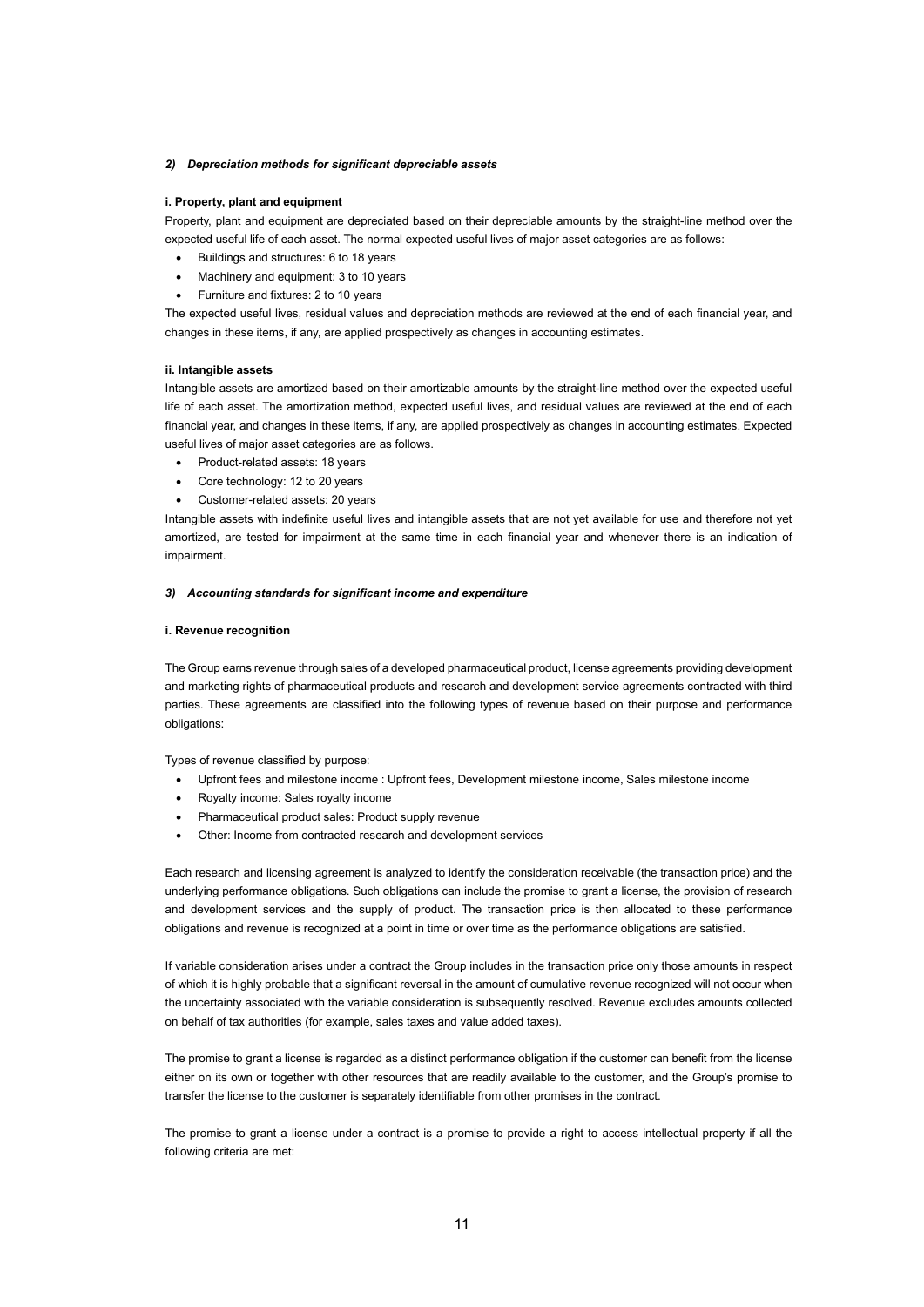### *2) Depreciation methods for significant depreciable assets*

**i. Property, plant and equipment**

Property, plant and equipment are depreciated based on their depreciable amounts by the straight-line method over the expected useful life of each asset. The normal expected useful lives of major asset categories are as follows:

- Buildings and structures: 6 to 18 years
- Machinery and equipment: 3 to 10 years
- Furniture and fixtures: 2 to 10 years

The expected useful lives, residual values and depreciation methods are reviewed at the end of each financial year, and changes in these items, if any, are applied prospectively as changes in accounting estimates.

**ii. Intangible assets**

Intangible assets are amortized based on their amortizable amounts by the straight-line method over the expected useful life of each asset. The amortization method, expected useful lives, and residual values are reviewed at the end of each financial year, and changes in these items, if any, are applied prospectively as changes in accounting estimates. Expected useful lives of major asset categories are as follows.

- Product-related assets: 18 years
- Core technology: 12 to 20 years
- Customer-related assets: 20 years

Intangible assets with indefinite useful lives and intangible assets that are not yet available for use and therefore not yet amortized, are tested for impairment at the same time in each financial year and whenever there is an indication of impairment.

### *3) Accounting standards for significant income and expenditure*

**i. Revenue recognition**

The Group earns revenue through sales of a developed pharmaceutical product, license agreements providing development and marketing rights of pharmaceutical products and research and development service agreements contracted with third parties. These agreements are classified into the following types of revenue based on their purpose and performance obligations:

Types of revenue classified by purpose:

- Upfront fees and milestone income : Upfront fees, Development milestone income, Sales milestone income
- Royalty income: Sales royalty income
- Pharmaceutical product sales: Product supply revenue
- Other: Income from contracted research and development services

Each research and licensing agreement is analyzed to identify the consideration receivable (the transaction price) and the underlying performance obligations. Such obligations can include the promise to grant a license, the provision of research and development services and the supply of product. The transaction price is then allocated to these performance obligations and revenue is recognized at a point in time or over time as the performance obligations are satisfied.

If variable consideration arises under a contract the Group includes in the transaction price only those amounts in respect of which it is highly probable that a significant reversal in the amount of cumulative revenue recognized will not occur when the uncertainty associated with the variable consideration is subsequently resolved. Revenue excludes amounts collected on behalf of tax authorities (for example, sales taxes and value added taxes).

The promise to grant a license is regarded as a distinct performance obligation if the customer can benefit from the license either on its own or together with other resources that are readily available to the customer, and the Group's promise to transfer the license to the customer is separately identifiable from other promises in the contract.

The promise to grant a license under a contract is a promise to provide a right to access intellectual property if all the following criteria are met: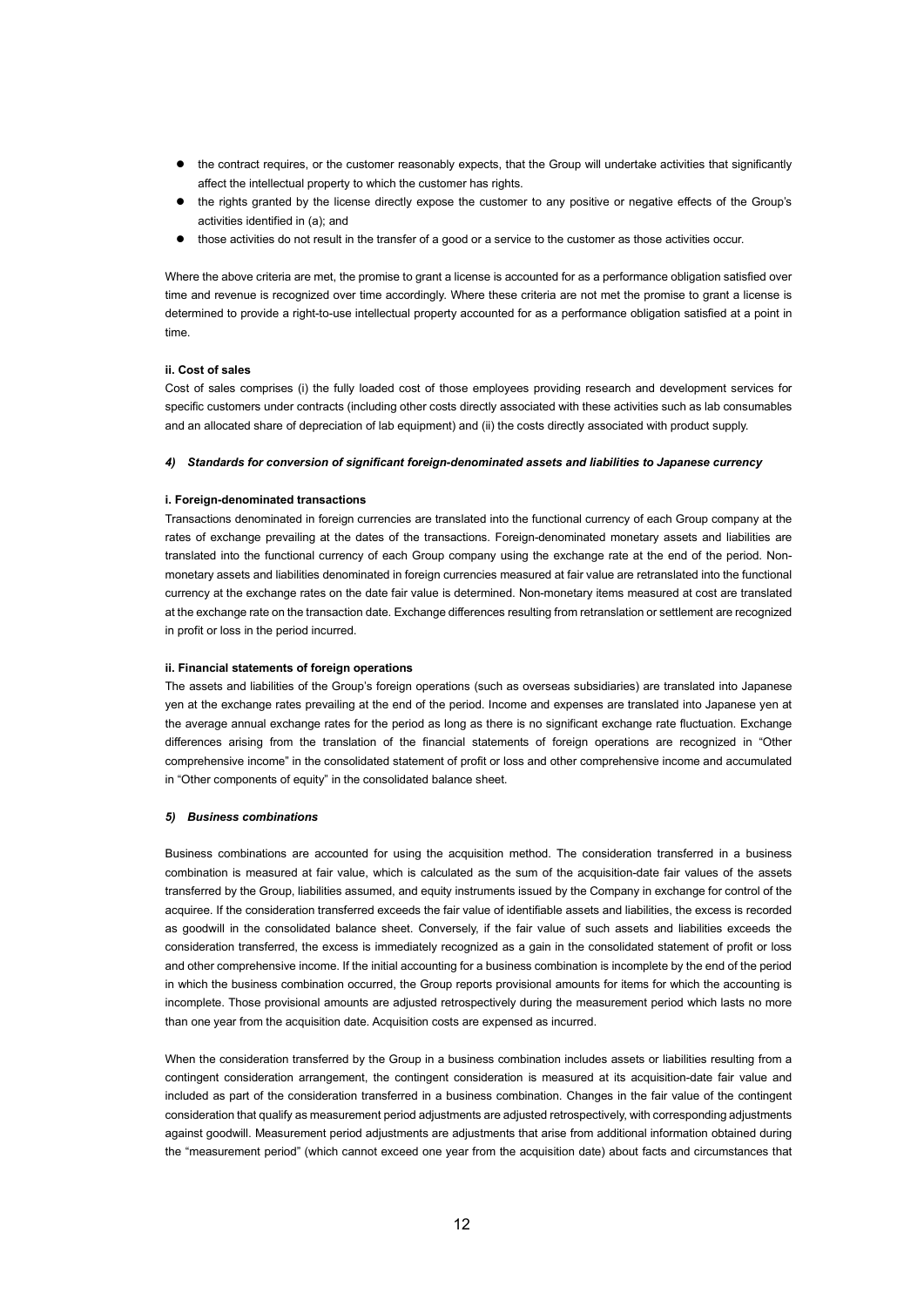- the contract requires, or the customer reasonably expects, that the Group will undertake activities that significantly affect the intellectual property to which the customer has rights.
- the rights granted by the license directly expose the customer to any positive or negative effects of the Group's activities identified in (a); and
- those activities do not result in the transfer of a good or a service to the customer as those activities occur.

Where the above criteria are met, the promise to grant a license is accounted for as a performance obligation satisfied over time and revenue is recognized over time accordingly. Where these criteria are not met the promise to grant a license is determined to provide a right-to-use intellectual property accounted for as a performance obligation satisfied at a point in time.

**ii. Cost of sales**

Cost of sales comprises (i) the fully loaded cost of those employees providing research and development services for specific customers under contracts (including other costs directly associated with these activities such as lab consumables and an allocated share of depreciation of lab equipment) and (ii) the costs directly associated with product supply.

***4) Standards for conversion of significant foreign-denominated assets and liabilities to Japanese currency***

**i. Foreign-denominated transactions**

Transactions denominated in foreign currencies are translated into the functional currency of each Group company at the rates of exchange prevailing at the dates of the transactions. Foreign-denominated monetary assets and liabilities are translated into the functional currency of each Group company using the exchange rate at the end of the period. Non-monetary assets and liabilities denominated in foreign currencies measured at fair value are retranslated into the functional currency at the exchange rates on the date fair value is determined. Non-monetary items measured at cost are translated at the exchange rate on the transaction date. Exchange differences resulting from retranslation or settlement are recognized in profit or loss in the period incurred.

**ii. Financial statements of foreign operations**

The assets and liabilities of the Group's foreign operations (such as overseas subsidiaries) are translated into Japanese yen at the exchange rates prevailing at the end of the period. Income and expenses are translated into Japanese yen at the average annual exchange rates for the period as long as there is no significant exchange rate fluctuation. Exchange differences arising from the translation of the financial statements of foreign operations are recognized in "Other comprehensive income" in the consolidated statement of profit or loss and other comprehensive income and accumulated in "Other components of equity" in the consolidated balance sheet.

***5) Business combinations***

Business combinations are accounted for using the acquisition method. The consideration transferred in a business combination is measured at fair value, which is calculated as the sum of the acquisition-date fair values of the assets transferred by the Group, liabilities assumed, and equity instruments issued by the Company in exchange for control of the acquiree. If the consideration transferred exceeds the fair value of identifiable assets and liabilities, the excess is recorded as goodwill in the consolidated balance sheet. Conversely, if the fair value of such assets and liabilities exceeds the consideration transferred, the excess is immediately recognized as a gain in the consolidated statement of profit or loss and other comprehensive income. If the initial accounting for a business combination is incomplete by the end of the period in which the business combination occurred, the Group reports provisional amounts for items for which the accounting is incomplete. Those provisional amounts are adjusted retrospectively during the measurement period which lasts no more than one year from the acquisition date. Acquisition costs are expensed as incurred.

When the consideration transferred by the Group in a business combination includes assets or liabilities resulting from a contingent consideration arrangement, the contingent consideration is measured at its acquisition-date fair value and included as part of the consideration transferred in a business combination. Changes in the fair value of the contingent consideration that qualify as measurement period adjustments are adjusted retrospectively, with corresponding adjustments against goodwill. Measurement period adjustments are adjustments that arise from additional information obtained during the "measurement period" (which cannot exceed one year from the acquisition date) about facts and circumstances that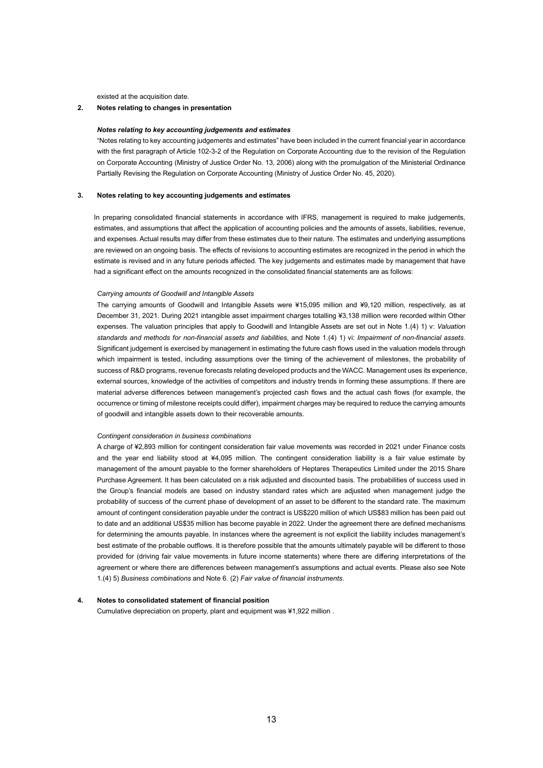existed at the acquisition date.

## 2. Notes relating to changes in presentation

***Notes relating to key accounting judgements and estimates***

"Notes relating to key accounting judgements and estimates" have been included in the current financial year in accordance with the first paragraph of Article 102-3-2 of the Regulation on Corporate Accounting due to the revision of the Regulation on Corporate Accounting (Ministry of Justice Order No. 13, 2006) along with the promulgation of the Ministerial Ordinance Partially Revising the Regulation on Corporate Accounting (Ministry of Justice Order No. 45, 2020).

## 3. Notes relating to key accounting judgements and estimates

In preparing consolidated financial statements in accordance with IFRS, management is required to make judgements, estimates, and assumptions that affect the application of accounting policies and the amounts of assets, liabilities, revenue, and expenses. Actual results may differ from these estimates due to their nature. The estimates and underlying assumptions are reviewed on an ongoing basis. The effects of revisions to accounting estimates are recognized in the period in which the estimate is revised and in any future periods affected. The key judgements and estimates made by management that have had a significant effect on the amounts recognized in the consolidated financial statements are as follows:

*Carrying amounts of Goodwill and Intangible Assets*

The carrying amounts of Goodwill and Intangible Assets were ¥15,095 million and ¥9,120 million, respectively, as at December 31, 2021. During 2021 intangible asset impairment charges totalling ¥3,138 million were recorded within Other expenses. The valuation principles that apply to Goodwill and Intangible Assets are set out in Note 1.(4) 1) v: *Valuation standards and methods for non-financial assets and liabilities*, and Note 1.(4) 1) vi: *Impairment of non-financial assets*. Significant judgement is exercised by management in estimating the future cash flows used in the valuation models through which impairment is tested, including assumptions over the timing of the achievement of milestones, the probability of success of R&D programs, revenue forecasts relating developed products and the WACC. Management uses its experience, external sources, knowledge of the activities of competitors and industry trends in forming these assumptions. If there are material adverse differences between management's projected cash flows and the actual cash flows (for example, the occurrence or timing of milestone receipts could differ), impairment charges may be required to reduce the carrying amounts of goodwill and intangible assets down to their recoverable amounts.

*Contingent consideration in business combinations*

A charge of ¥2,893 million for contingent consideration fair value movements was recorded in 2021 under Finance costs and the year end liability stood at ¥4,095 million. The contingent consideration liability is a fair value estimate by management of the amount payable to the former shareholders of Heptares Therapeutics Limited under the 2015 Share Purchase Agreement. It has been calculated on a risk adjusted and discounted basis. The probabilities of success used in the Group's financial models are based on industry standard rates which are adjusted when management judge the probability of success of the current phase of development of an asset to be different to the standard rate. The maximum amount of contingent consideration payable under the contract is US$220 million of which US$83 million has been paid out to date and an additional US$35 million has become payable in 2022. Under the agreement there are defined mechanisms for determining the amounts payable. In instances where the agreement is not explicit the liability includes management's best estimate of the probable outflows. It is therefore possible that the amounts ultimately payable will be different to those provided for (driving fair value movements in future income statements) where there are differing interpretations of the agreement or where there are differences between management's assumptions and actual events. Please also see Note 1.(4) 5) *Business combinations* and Note 6. (2) *Fair value of financial instruments*.

## 4. Notes to consolidated statement of financial position

Cumulative depreciation on property, plant and equipment was ¥1,922 million .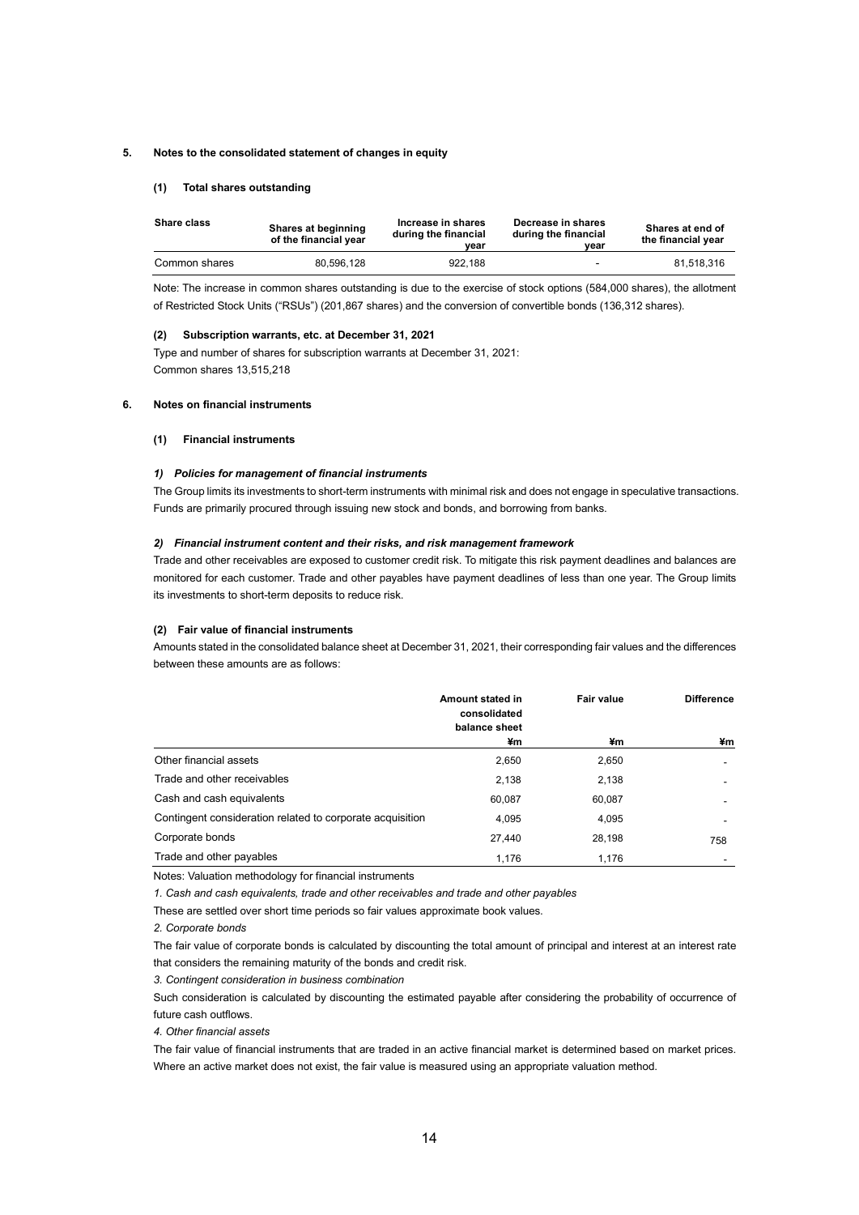## 5. Notes to the consolidated statement of changes in equity

### (1) Total shares outstanding

| Share class | Shares at beginning of the financial year | Increase in shares during the financial year | Decrease in shares during the financial year | Shares at end of the financial year |
|---|---|---|---|---|
| Common shares | 80,596,128 | 922,188 | - | 81,518,316 |

Note: The increase in common shares outstanding is due to the exercise of stock options (584,000 shares), the allotment of Restricted Stock Units ("RSUs") (201,867 shares) and the conversion of convertible bonds (136,312 shares).

### (2) Subscription warrants, etc. at December 31, 2021

Type and number of shares for subscription warrants at December 31, 2021:
Common shares 13,515,218

## 6. Notes on financial instruments

### (1) Financial instruments

#### *1) Policies for management of financial instruments*

The Group limits its investments to short-term instruments with minimal risk and does not engage in speculative transactions. Funds are primarily procured through issuing new stock and bonds, and borrowing from banks.

#### *2) Financial instrument content and their risks, and risk management framework*

Trade and other receivables are exposed to customer credit risk. To mitigate this risk payment deadlines and balances are monitored for each customer. Trade and other payables have payment deadlines of less than one year. The Group limits its investments to short-term deposits to reduce risk.

### (2) Fair value of financial instruments

Amounts stated in the consolidated balance sheet at December 31, 2021, their corresponding fair values and the differences between these amounts are as follows:

| | Amount stated in consolidated balance sheet | Fair value | Difference |
|---|---|---|---|
| | ¥m | ¥m | ¥m |
| Other financial assets | 2,650 | 2,650 | - |
| Trade and other receivables | 2,138 | 2,138 | - |
| Cash and cash equivalents | 60,087 | 60,087 | - |
| Contingent consideration related to corporate acquisition | 4,095 | 4,095 | - |
| Corporate bonds | 27,440 | 28,198 | 758 |
| Trade and other payables | 1,176 | 1,176 | - |

Notes: Valuation methodology for financial instruments

*1. Cash and cash equivalents, trade and other receivables and trade and other payables*

These are settled over short time periods so fair values approximate book values.

*2. Corporate bonds*

The fair value of corporate bonds is calculated by discounting the total amount of principal and interest at an interest rate that considers the remaining maturity of the bonds and credit risk.

*3. Contingent consideration in business combination*

Such consideration is calculated by discounting the estimated payable after considering the probability of occurrence of future cash outflows.

*4. Other financial assets*

The fair value of financial instruments that are traded in an active financial market is determined based on market prices. Where an active market does not exist, the fair value is measured using an appropriate valuation method.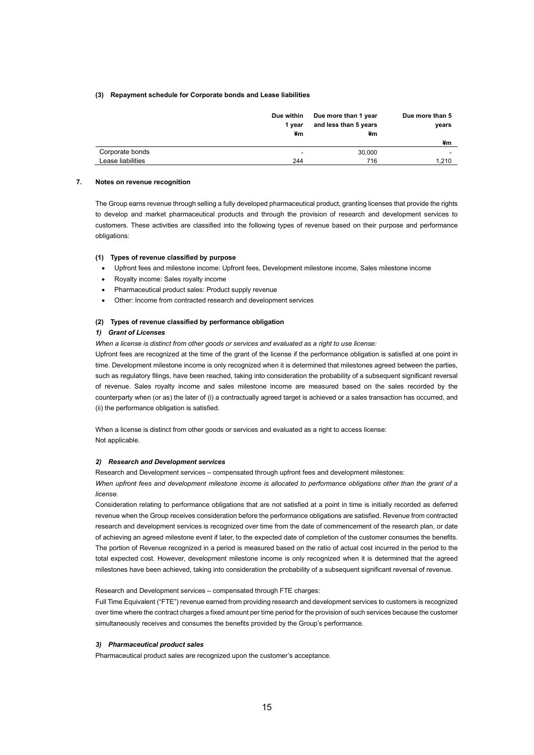### (3) Repayment schedule for Corporate bonds and Lease liabilities

| | Due within 1 year ¥m | Due more than 1 year and less than 5 years ¥m | Due more than 5 years ¥m |
|---|---|---|---|
| Corporate bonds | - | 30,000 | - |
| Lease liabilities | 244 | 716 | 1,210 |

## 7. Notes on revenue recognition

The Group earns revenue through selling a fully developed pharmaceutical product, granting licenses that provide the rights to develop and market pharmaceutical products and through the provision of research and development services to customers. These activities are classified into the following types of revenue based on their purpose and performance obligations:

### (1) Types of revenue classified by purpose

- Upfront fees and milestone income: Upfront fees, Development milestone income, Sales milestone income
- Royalty income: Sales royalty income
- Pharmaceutical product sales: Product supply revenue
- Other: Income from contracted research and development services

### (2) Types of revenue classified by performance obligation

***1) Grant of Licenses***

*When a license is distinct from other goods or services and evaluated as a right to use license:*

Upfront fees are recognized at the time of the grant of the license if the performance obligation is satisfied at one point in time. Development milestone income is only recognized when it is determined that milestones agreed between the parties, such as regulatory filings, have been reached, taking into consideration the probability of a subsequent significant reversal of revenue. Sales royalty income and sales milestone income are measured based on the sales recorded by the counterparty when (or as) the later of (i) a contractually agreed target is achieved or a sales transaction has occurred, and (ii) the performance obligation is satisfied.

When a license is distinct from other goods or services and evaluated as a right to access license:
Not applicable.

***2) Research and Development services***

Research and Development services – compensated through upfront fees and development milestones:

*When upfront fees and development milestone income is allocated to performance obligations other than the grant of a license.*

Consideration relating to performance obligations that are not satisfied at a point in time is initially recorded as deferred revenue when the Group receives consideration before the performance obligations are satisfied. Revenue from contracted research and development services is recognized over time from the date of commencement of the research plan, or date of achieving an agreed milestone event if later, to the expected date of completion of the customer consumes the benefits. The portion of Revenue recognized in a period is measured based on the ratio of actual cost incurred in the period to the total expected cost. However, development milestone income is only recognized when it is determined that the agreed milestones have been achieved, taking into consideration the probability of a subsequent significant reversal of revenue.

Research and Development services – compensated through FTE charges:

Full Time Equivalent ("FTE") revenue earned from providing research and development services to customers is recognized over time where the contract charges a fixed amount per time period for the provision of such services because the customer simultaneously receives and consumes the benefits provided by the Group's performance.

***3) Pharmaceutical product sales***

Pharmaceutical product sales are recognized upon the customer's acceptance.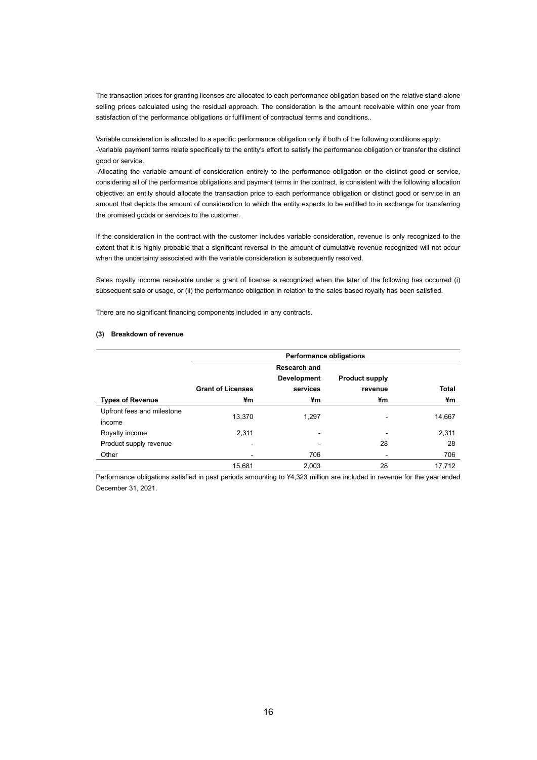The transaction prices for granting licenses are allocated to each performance obligation based on the relative stand-alone selling prices calculated using the residual approach. The consideration is the amount receivable within one year from satisfaction of the performance obligations or fulfillment of contractual terms and conditions..

Variable consideration is allocated to a specific performance obligation only if both of the following conditions apply:
-Variable payment terms relate specifically to the entity's effort to satisfy the performance obligation or transfer the distinct good or service.
-Allocating the variable amount of consideration entirely to the performance obligation or the distinct good or service, considering all of the performance obligations and payment terms in the contract, is consistent with the following allocation objective: an entity should allocate the transaction price to each performance obligation or distinct good or service in an amount that depicts the amount of consideration to which the entity expects to be entitled to in exchange for transferring the promised goods or services to the customer.

If the consideration in the contract with the customer includes variable consideration, revenue is only recognized to the extent that it is highly probable that a significant reversal in the amount of cumulative revenue recognized will not occur when the uncertainty associated with the variable consideration is subsequently resolved.

Sales royalty income receivable under a grant of license is recognized when the later of the following has occurred (i) subsequent sale or usage, or (ii) the performance obligation in relation to the sales-based royalty has been satisfied.

There are no significant financing components included in any contracts.

#### (3) Breakdown of revenue

| | Performance obligations | | | |
|---|---|---|---|---|
| | **Grant of Licenses** | **Research and Development services** | **Product supply revenue** | **Total** |
| **Types of Revenue** | **¥m** | **¥m** | **¥m** | **¥m** |
| Upfront fees and milestone income | 13,370 | 1,297 | - | 14,667 |
| Royalty income | 2,311 | - | - | 2,311 |
| Product supply revenue | - | - | 28 | 28 |
| Other | - | 706 | - | 706 |
| | 15,681 | 2,003 | 28 | 17,712 |

Performance obligations satisfied in past periods amounting to ¥4,323 million are included in revenue for the year ended December 31, 2021.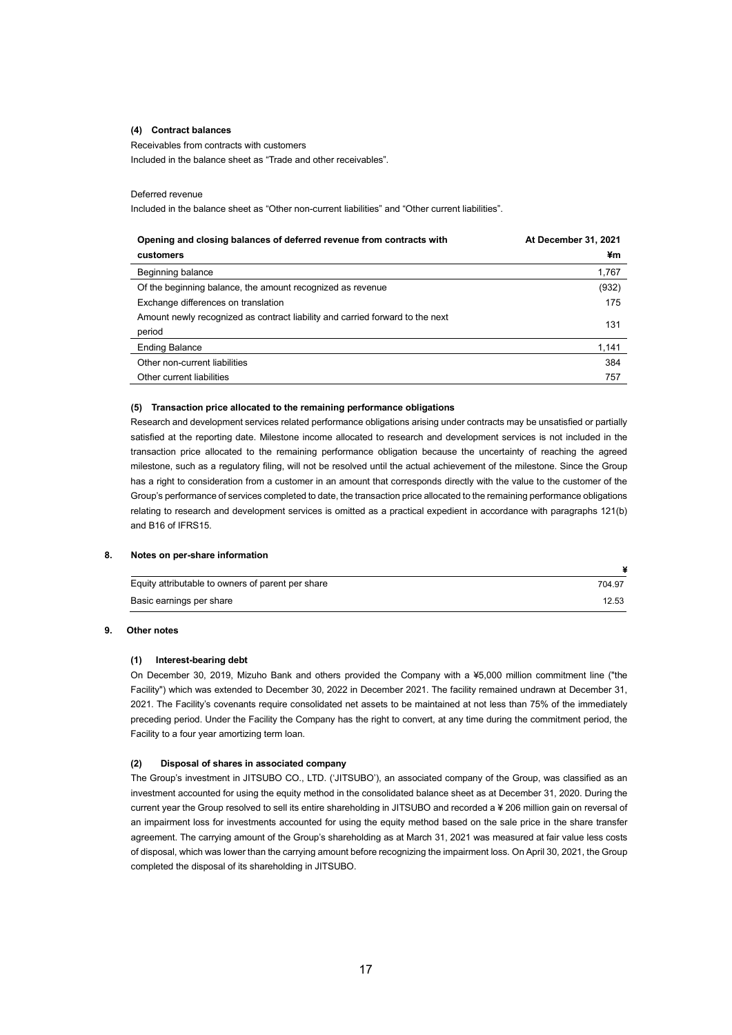#### (4) Contract balances

Receivables from contracts with customers

Included in the balance sheet as "Trade and other receivables".

Deferred revenue

Included in the balance sheet as "Other non-current liabilities" and "Other current liabilities".

| Opening and closing balances of deferred revenue from contracts with customers | At December 31, 2021 ¥m |
|---|---|
| Beginning balance | 1,767 |
| Of the beginning balance, the amount recognized as revenue | (932) |
| Exchange differences on translation | 175 |
| Amount newly recognized as contract liability and carried forward to the next period | 131 |
| Ending Balance | 1,141 |
| Other non-current liabilities | 384 |
| Other current liabilities | 757 |

#### (5) Transaction price allocated to the remaining performance obligations

Research and development services related performance obligations arising under contracts may be unsatisfied or partially satisfied at the reporting date. Milestone income allocated to research and development services is not included in the transaction price allocated to the remaining performance obligation because the uncertainty of reaching the agreed milestone, such as a regulatory filing, will not be resolved until the actual achievement of the milestone. Since the Group has a right to consideration from a customer in an amount that corresponds directly with the value to the customer of the Group's performance of services completed to date, the transaction price allocated to the remaining performance obligations relating to research and development services is omitted as a practical expedient in accordance with paragraphs 121(b) and B16 of IFRS15.

### 8. Notes on per-share information

| | ¥ |
|---|---|
| Equity attributable to owners of parent per share | 704.97 |
| Basic earnings per share | 12.53 |

### 9. Other notes

#### (1) Interest-bearing debt

On December 30, 2019, Mizuho Bank and others provided the Company with a ¥5,000 million commitment line ("the Facility") which was extended to December 30, 2022 in December 2021. The facility remained undrawn at December 31, 2021. The Facility's covenants require consolidated net assets to be maintained at not less than 75% of the immediately preceding period. Under the Facility the Company has the right to convert, at any time during the commitment period, the Facility to a four year amortizing term loan.

#### (2) Disposal of shares in associated company

The Group's investment in JITSUBO CO., LTD. ('JITSUBO'), an associated company of the Group, was classified as an investment accounted for using the equity method in the consolidated balance sheet as at December 31, 2020. During the current year the Group resolved to sell its entire shareholding in JITSUBO and recorded a ¥ 206 million gain on reversal of an impairment loss for investments accounted for using the equity method based on the sale price in the share transfer agreement. The carrying amount of the Group's shareholding as at March 31, 2021 was measured at fair value less costs of disposal, which was lower than the carrying amount before recognizing the impairment loss. On April 30, 2021, the Group completed the disposal of its shareholding in JITSUBO.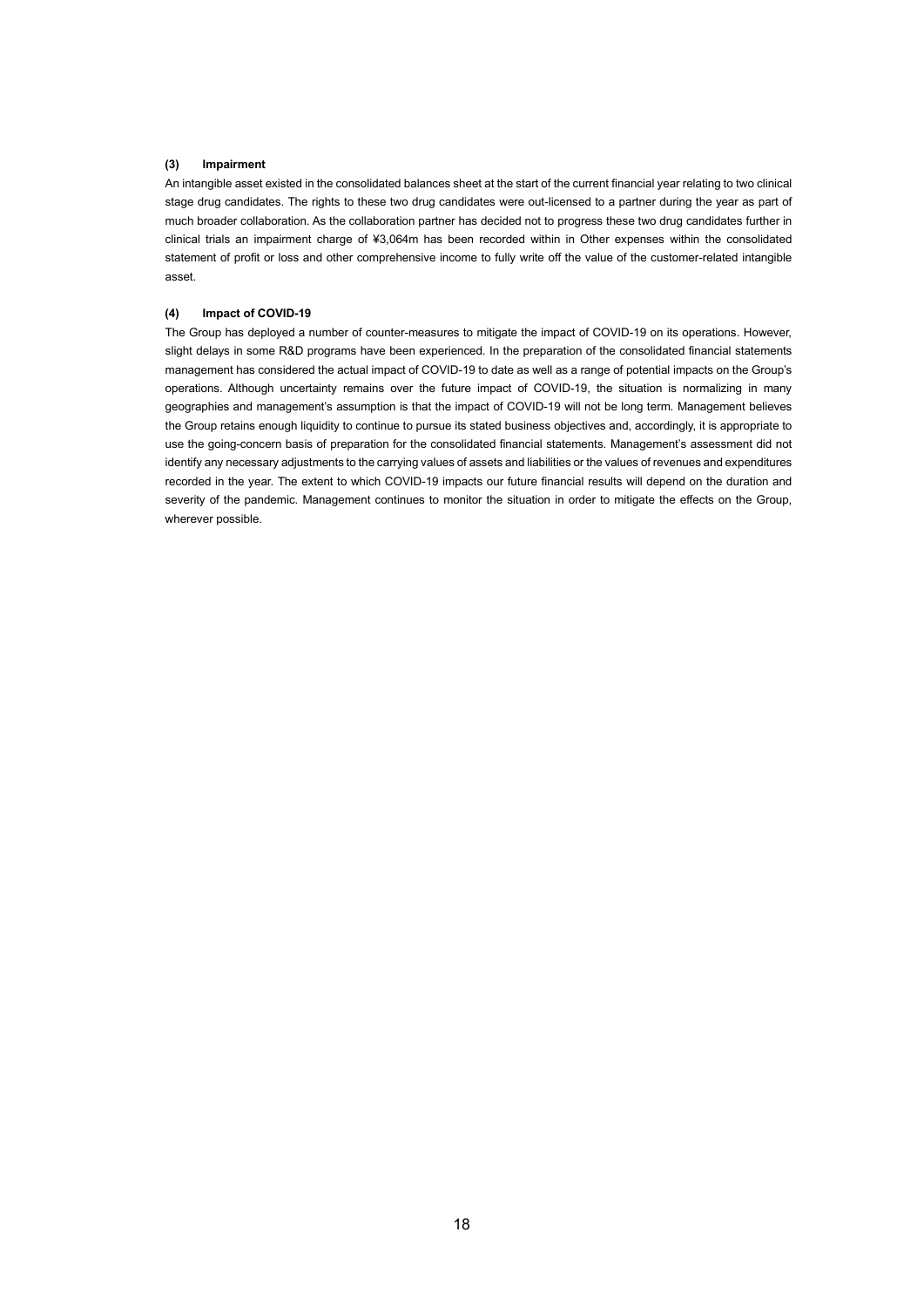### (3) Impairment

An intangible asset existed in the consolidated balances sheet at the start of the current financial year relating to two clinical stage drug candidates. The rights to these two drug candidates were out-licensed to a partner during the year as part of much broader collaboration. As the collaboration partner has decided not to progress these two drug candidates further in clinical trials an impairment charge of ¥3,064m has been recorded within in Other expenses within the consolidated statement of profit or loss and other comprehensive income to fully write off the value of the customer-related intangible asset.

### (4) Impact of COVID-19

The Group has deployed a number of counter-measures to mitigate the impact of COVID-19 on its operations. However, slight delays in some R&D programs have been experienced. In the preparation of the consolidated financial statements management has considered the actual impact of COVID-19 to date as well as a range of potential impacts on the Group's operations. Although uncertainty remains over the future impact of COVID-19, the situation is normalizing in many geographies and management's assumption is that the impact of COVID-19 will not be long term. Management believes the Group retains enough liquidity to continue to pursue its stated business objectives and, accordingly, it is appropriate to use the going-concern basis of preparation for the consolidated financial statements. Management's assessment did not identify any necessary adjustments to the carrying values of assets and liabilities or the values of revenues and expenditures recorded in the year. The extent to which COVID-19 impacts our future financial results will depend on the duration and severity of the pandemic. Management continues to monitor the situation in order to mitigate the effects on the Group, wherever possible.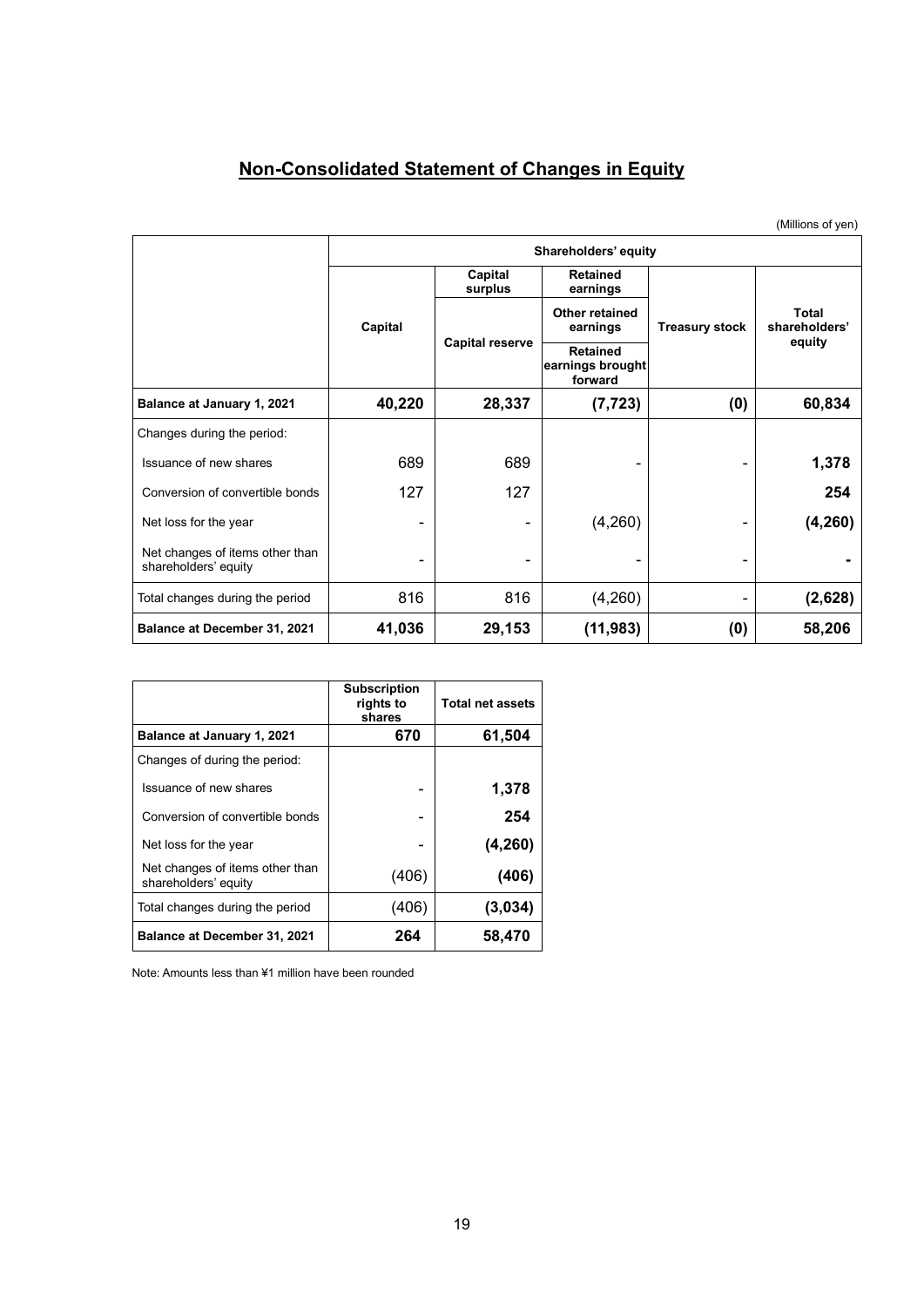## Non-Consolidated Statement of Changes in Equity

(Millions of yen)

| | Shareholders' equity | | | | |
|---|---|---|---|---|---|
| | Capital | Capital surplus | Retained earnings | Treasury stock | Total shareholders' equity |
| | | Capital reserve | Other retained earnings | | |
| | | | Retained earnings brought forward | | |
| **Balance at January 1, 2021** | **40,220** | **28,337** | **(7,723)** | **(0)** | **60,834** |
| Changes during the period: | | | | | |
| Issuance of new shares | 689 | 689 | - | - | **1,378** |
| Conversion of convertible bonds | 127 | 127 | | | **254** |
| Net loss for the year | - | - | (4,260) | - | **(4,260)** |
| Net changes of items other than shareholders' equity | - | - | - | - | **-** |
| Total changes during the period | 816 | 816 | (4,260) | - | **(2,628)** |
| **Balance at December 31, 2021** | **41,036** | **29,153** | **(11,983)** | **(0)** | **58,206** |

| | Subscription rights to shares | Total net assets |
|---|---|---|
| **Balance at January 1, 2021** | **670** | **61,504** |
| Changes of during the period: | | |
| Issuance of new shares | - | **1,378** |
| Conversion of convertible bonds | - | **254** |
| Net loss for the year | - | **(4,260)** |
| Net changes of items other than shareholders' equity | (406) | **(406)** |
| Total changes during the period | (406) | **(3,034)** |
| **Balance at December 31, 2021** | **264** | **58,470** |

Note: Amounts less than ¥1 million have been rounded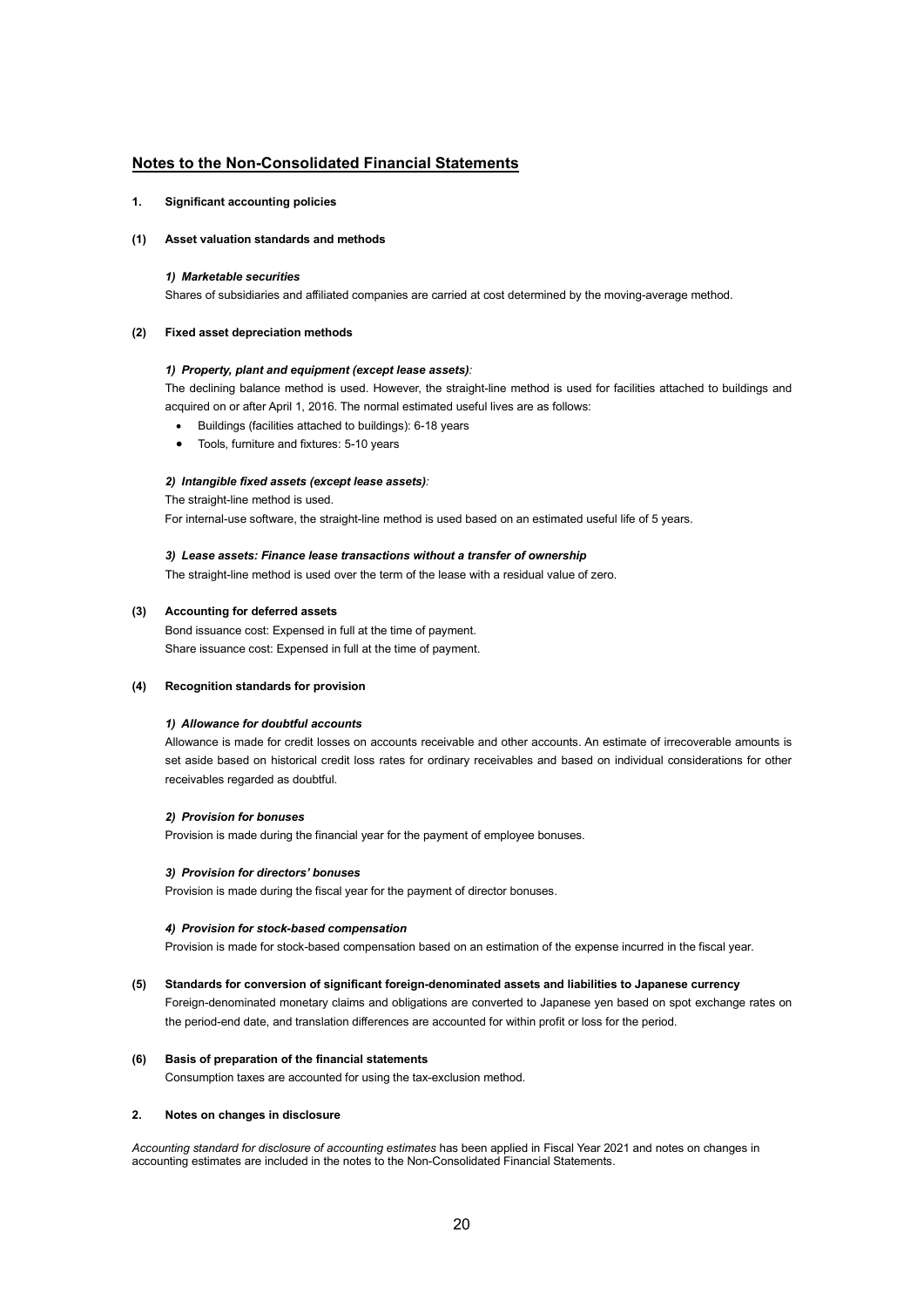# Notes to the Non-Consolidated Financial Statements

## 1. Significant accounting policies

### (1) Asset valuation standards and methods

***1) Marketable securities***

Shares of subsidiaries and affiliated companies are carried at cost determined by the moving-average method.

### (2) Fixed asset depreciation methods

***1) Property, plant and equipment (except lease assets):***

The declining balance method is used. However, the straight-line method is used for facilities attached to buildings and acquired on or after April 1, 2016. The normal estimated useful lives are as follows:

- Buildings (facilities attached to buildings): 6-18 years
- Tools, furniture and fixtures: 5-10 years

***2) Intangible fixed assets (except lease assets):***

The straight-line method is used.

For internal-use software, the straight-line method is used based on an estimated useful life of 5 years.

***3) Lease assets: Finance lease transactions without a transfer of ownership***

The straight-line method is used over the term of the lease with a residual value of zero.

### (3) Accounting for deferred assets

Bond issuance cost: Expensed in full at the time of payment.
Share issuance cost: Expensed in full at the time of payment.

### (4) Recognition standards for provision

***1) Allowance for doubtful accounts***

Allowance is made for credit losses on accounts receivable and other accounts. An estimate of irrecoverable amounts is set aside based on historical credit loss rates for ordinary receivables and based on individual considerations for other receivables regarded as doubtful.

***2) Provision for bonuses***

Provision is made during the financial year for the payment of employee bonuses.

***3) Provision for directors' bonuses***

Provision is made during the fiscal year for the payment of director bonuses.

***4) Provision for stock-based compensation***

Provision is made for stock-based compensation based on an estimation of the expense incurred in the fiscal year.

### (5) Standards for conversion of significant foreign-denominated assets and liabilities to Japanese currency

Foreign-denominated monetary claims and obligations are converted to Japanese yen based on spot exchange rates on the period-end date, and translation differences are accounted for within profit or loss for the period.

### (6) Basis of preparation of the financial statements

Consumption taxes are accounted for using the tax-exclusion method.

## 2. Notes on changes in disclosure

*Accounting standard for disclosure of accounting estimates* has been applied in Fiscal Year 2021 and notes on changes in accounting estimates are included in the notes to the Non-Consolidated Financial Statements.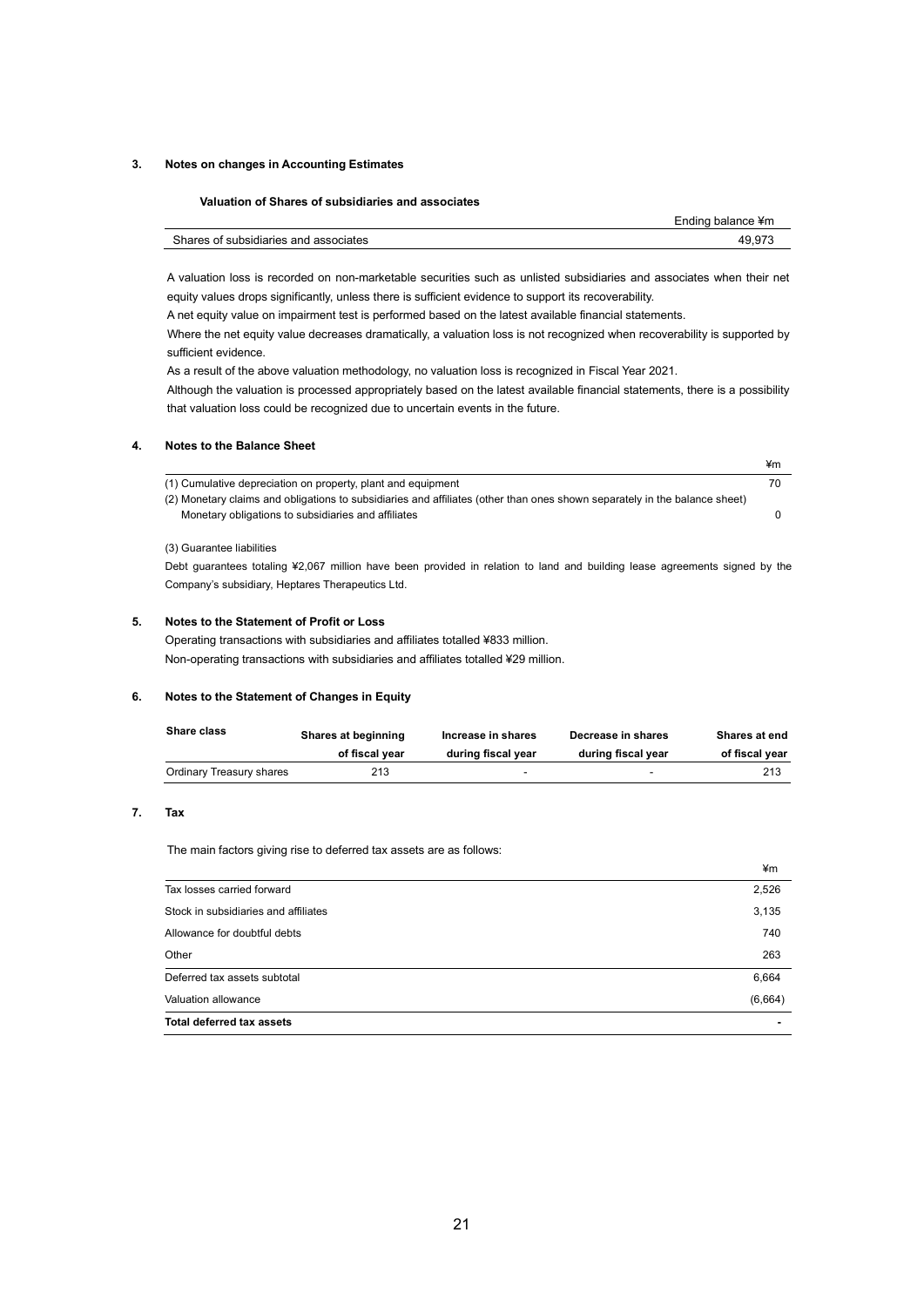## 3. Notes on changes in Accounting Estimates

### Valuation of Shares of subsidiaries and associates

| | Ending balance ¥m |
|---|---|
| Shares of subsidiaries and associates | 49,973 |

A valuation loss is recorded on non-marketable securities such as unlisted subsidiaries and associates when their net equity values drops significantly, unless there is sufficient evidence to support its recoverability.

A net equity value on impairment test is performed based on the latest available financial statements.

Where the net equity value decreases dramatically, a valuation loss is not recognized when recoverability is supported by sufficient evidence.

As a result of the above valuation methodology, no valuation loss is recognized in Fiscal Year 2021.

Although the valuation is processed appropriately based on the latest available financial statements, there is a possibility that valuation loss could be recognized due to uncertain events in the future.

## 4. Notes to the Balance Sheet

| | ¥m |
|---|---|
| (1) Cumulative depreciation on property, plant and equipment | 70 |
| (2) Monetary claims and obligations to subsidiaries and affiliates (other than ones shown separately in the balance sheet) | |
| Monetary obligations to subsidiaries and affiliates | 0 |

(3) Guarantee liabilities

Debt guarantees totaling ¥2,067 million have been provided in relation to land and building lease agreements signed by the Company's subsidiary, Heptares Therapeutics Ltd.

## 5. Notes to the Statement of Profit or Loss

Operating transactions with subsidiaries and affiliates totalled ¥833 million.

Non-operating transactions with subsidiaries and affiliates totalled ¥29 million.

## 6. Notes to the Statement of Changes in Equity

| Share class | Shares at beginning of fiscal year | Increase in shares during fiscal year | Decrease in shares during fiscal year | Shares at end of fiscal year |
|---|---|---|---|---|
| Ordinary Treasury shares | 213 | - | - | 213 |

## 7. Tax

The main factors giving rise to deferred tax assets are as follows:

| | ¥m |
|---|---|
| Tax losses carried forward | 2,526 |
| Stock in subsidiaries and affiliates | 3,135 |
| Allowance for doubtful debts | 740 |
| Other | 263 |
| Deferred tax assets subtotal | 6,664 |
| Valuation allowance | (6,664) |
| **Total deferred tax assets** | **-** |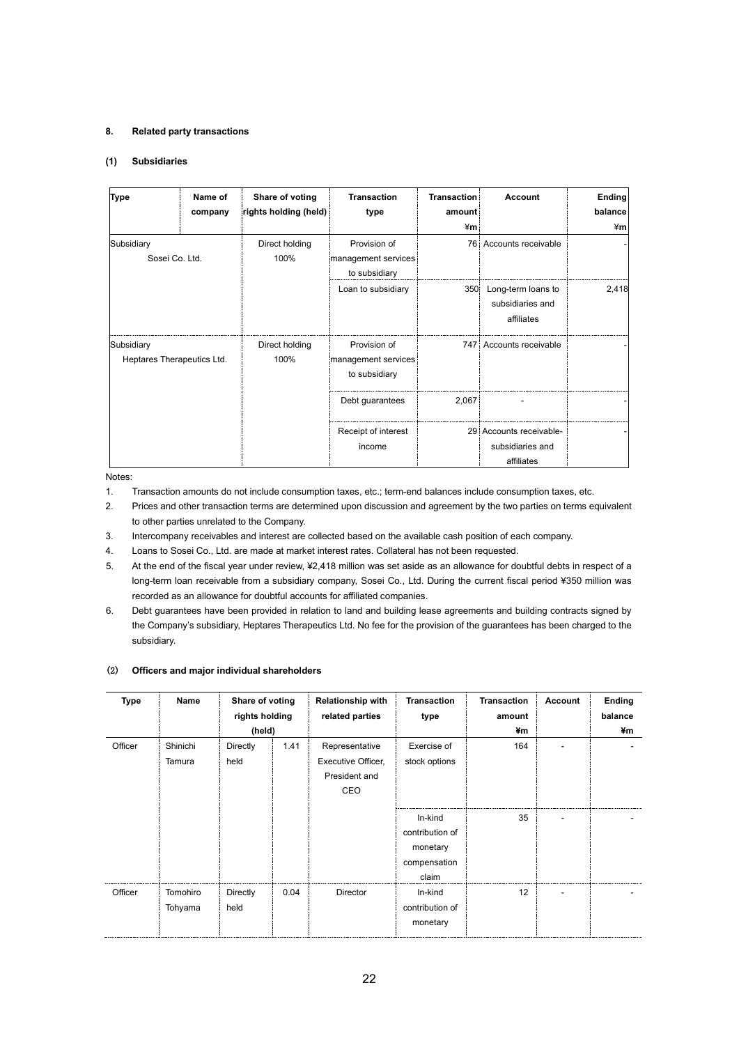## 8. Related party transactions

### (1) Subsidiaries

| Type | Name of company | Share of voting rights holding (held) | Transaction type | Transaction amount ¥m | Account | Ending balance ¥m |
|---|---|---|---|---|---|---|
| Subsidiary | Sosei Co. Ltd. | Direct holding 100% | Provision of management services to subsidiary | 76 | Accounts receivable | - |
| | | | Loan to subsidiary | 350 | Long-term loans to subsidiaries and affiliates | 2,418 |
| Subsidiary | Heptares Therapeutics Ltd. | Direct holding 100% | Provision of management services to subsidiary | 747 | Accounts receivable | - |
| | | | Debt guarantees | 2,067 | - | - |
| | | | Receipt of interest income | 29 | Accounts receivable-subsidiaries and affiliates | - |

Notes:

1. Transaction amounts do not include consumption taxes, etc.; term-end balances include consumption taxes, etc.
2. Prices and other transaction terms are determined upon discussion and agreement by the two parties on terms equivalent to other parties unrelated to the Company.
3. Intercompany receivables and interest are collected based on the available cash position of each company.
4. Loans to Sosei Co., Ltd. are made at market interest rates. Collateral has not been requested.
5. At the end of the fiscal year under review, ¥2,418 million was set aside as an allowance for doubtful debts in respect of a long-term loan receivable from a subsidiary company, Sosei Co., Ltd. During the current fiscal period ¥350 million was recorded as an allowance for doubtful accounts for affiliated companies.
6. Debt guarantees have been provided in relation to land and building lease agreements and building contracts signed by the Company's subsidiary, Heptares Therapeutics Ltd. No fee for the provision of the guarantees has been charged to the subsidiary.

### (2) Officers and major individual shareholders

| Type | Name | Share of voting rights holding (held) | | Relationship with related parties | Transaction type | Transaction amount ¥m | Account | Ending balance ¥m |
|---|---|---|---|---|---|---|---|---|
| Officer | Shinichi Tamura | Directly held | 1.41 | Representative Executive Officer, President and CEO | Exercise of stock options | 164 | - | - |
| | | | | | In-kind contribution of monetary compensation claim | 35 | - | - |
| Officer | Tomohiro Tohyama | Directly held | 0.04 | Director | In-kind contribution of monetary | 12 | - | - |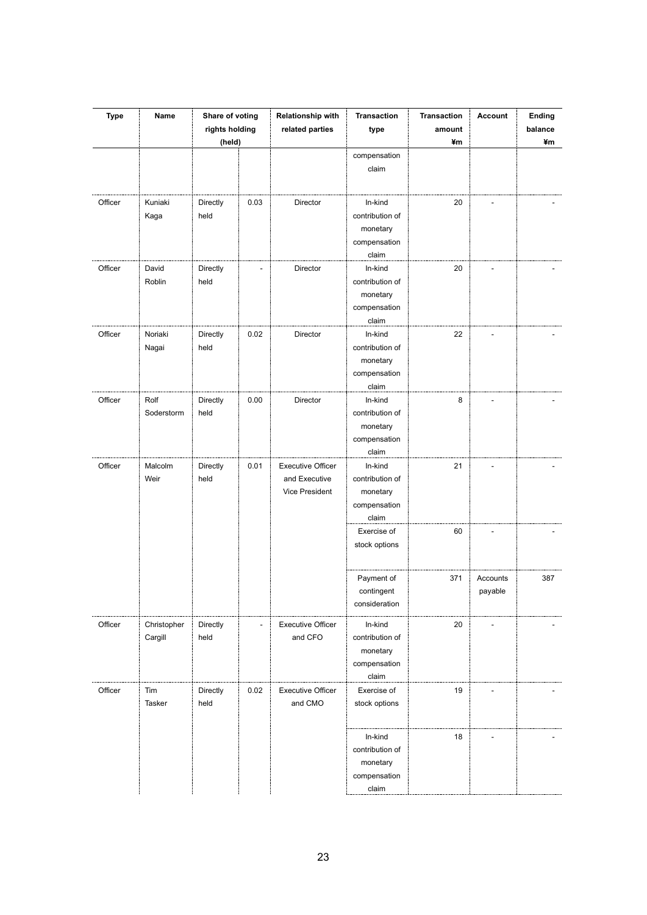| Type | Name | Share of voting rights holding (held) | | Relationship with related parties | Transaction type | Transaction amount ¥m | Account | Ending balance ¥m |
|---|---|---|---|---|---|---|---|---|
| | | | | | compensation claim | | | |
| Officer | Kuniaki Kaga | Directly held | 0.03 | Director | In-kind contribution of monetary compensation claim | 20 | - | - |
| Officer | David Roblin | Directly held | - | Director | In-kind contribution of monetary compensation claim | 20 | - | - |
| Officer | Noriaki Nagai | Directly held | 0.02 | Director | In-kind contribution of monetary compensation claim | 22 | - | - |
| Officer | Rolf Soderstorm | Directly held | 0.00 | Director | In-kind contribution of monetary compensation claim | 8 | - | - |
| Officer | Malcolm Weir | Directly held | 0.01 | Executive Officer and Executive Vice President | In-kind contribution of monetary compensation claim | 21 | - | - |
| | | | | | Exercise of stock options | 60 | - | - |
| | | | | | Payment of contingent consideration | 371 | Accounts payable | 387 |
| Officer | Christopher Cargill | Directly held | - | Executive Officer and CFO | In-kind contribution of monetary compensation claim | 20 | - | - |
| Officer | Tim Tasker | Directly held | 0.02 | Executive Officer and CMO | Exercise of stock options | 19 | - | - |
| | | | | | In-kind contribution of monetary compensation claim | 18 | - | - |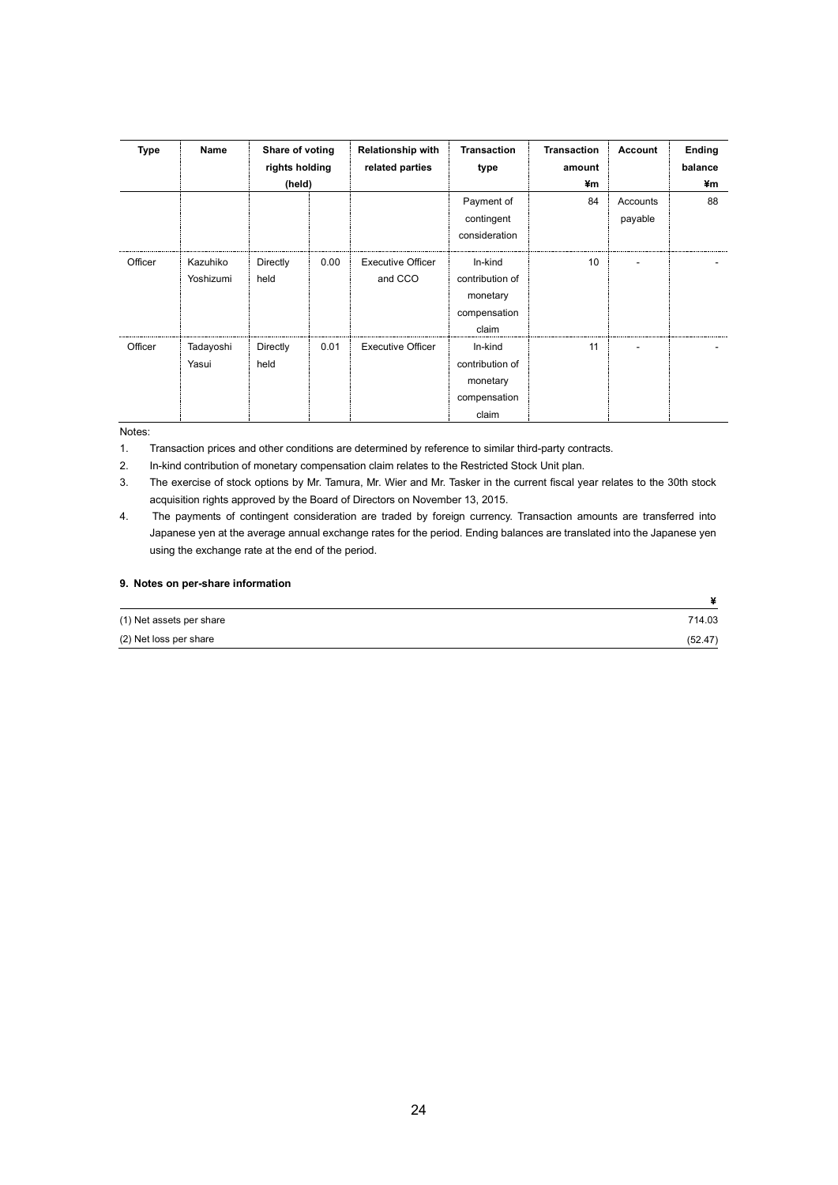| Type | Name | Share of voting rights holding (held) | | Relationship with related parties | Transaction type | Transaction amount ¥m | Account | Ending balance ¥m |
|---|---|---|---|---|---|---|---|---|
| | | | | | Payment of contingent consideration | 84 | Accounts payable | 88 |
| Officer | Kazuhiko Yoshizumi | Directly held | 0.00 | Executive Officer and CCO | In-kind contribution of monetary compensation claim | 10 | - | - |
| Officer | Tadayoshi Yasui | Directly held | 0.01 | Executive Officer | In-kind contribution of monetary compensation claim | 11 | - | - |

Notes:

1. Transaction prices and other conditions are determined by reference to similar third-party contracts.
2. In-kind contribution of monetary compensation claim relates to the Restricted Stock Unit plan.
3. The exercise of stock options by Mr. Tamura, Mr. Wier and Mr. Tasker in the current fiscal year relates to the 30th stock acquisition rights approved by the Board of Directors on November 13, 2015.
4. The payments of contingent consideration are traded by foreign currency. Transaction amounts are transferred into Japanese yen at the average annual exchange rates for the period. Ending balances are translated into the Japanese yen using the exchange rate at the end of the period.

**9. Notes on per-share information**

| | ¥ |
|---|---|
| (1) Net assets per share | 714.03 |
| (2) Net loss per share | (52.47) |